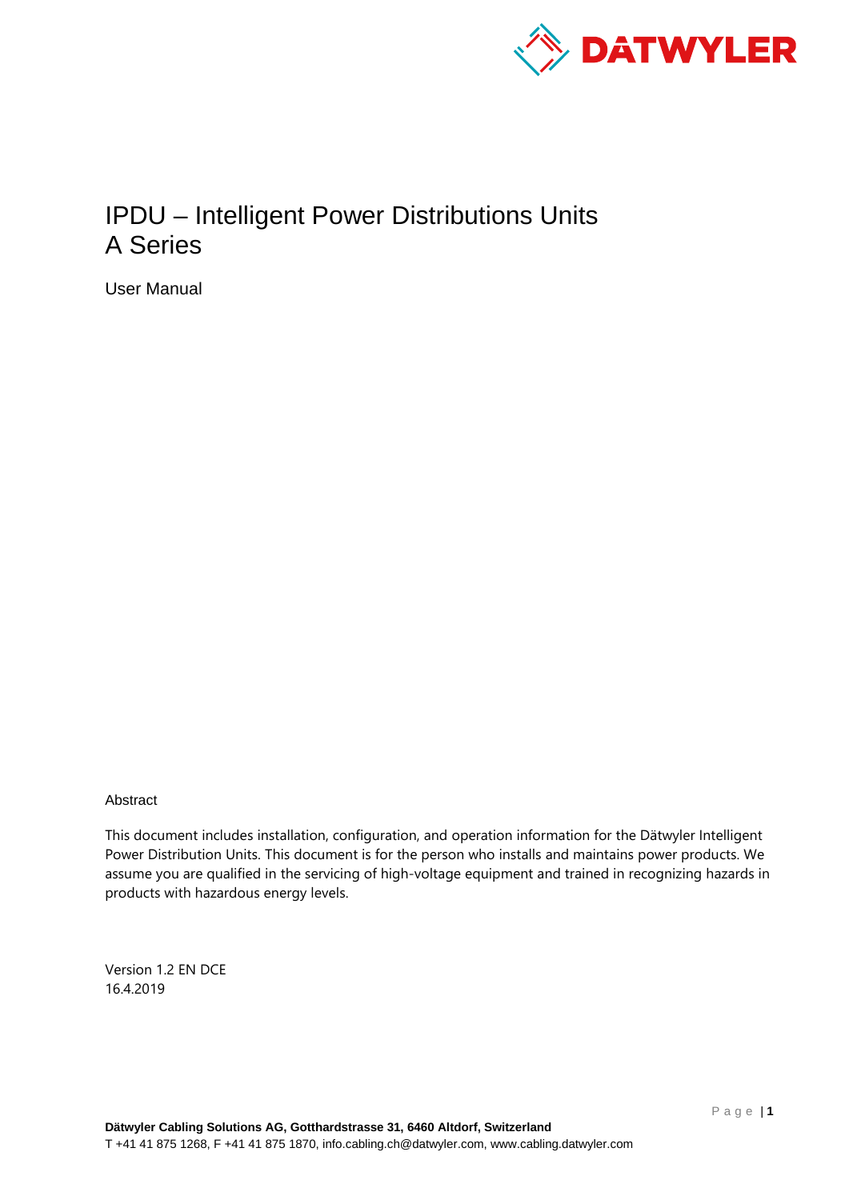# IPDU – Intelligent Power Distributions Units
# A Series

User Manual

Abstract

This document includes installation, configuration, and operation information for the Dätwyler Intelligent Power Distribution Units. This document is for the person who installs and maintains power products. We assume you are qualified in the servicing of high-voltage equipment and trained in recognizing hazards in products with hazardous energy levels.

Version 1.2 EN DCE
16.4.2019

**Dätwyler Cabling Solutions AG, Gotthardstrasse 31, 6460 Altdorf, Switzerland**
T +41 41 875 1268, F +41 41 875 1870, info.cabling.ch@datwyler.com, www.cabling.datwyler.com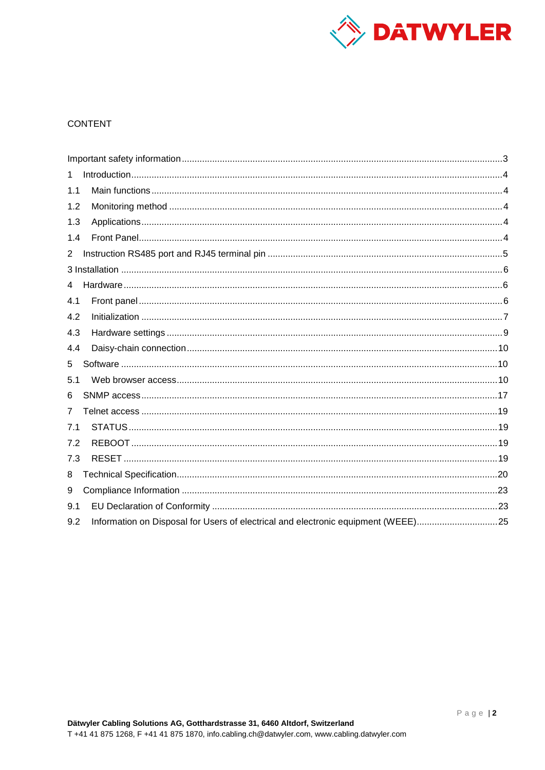CONTENT

| | |
|---|---|
| Important safety information | 3 |
| 1 Introduction | 4 |
| 1.1 Main functions | 4 |
| 1.2 Monitoring method | 4 |
| 1.3 Applications | 4 |
| 1.4 Front Panel | 4 |
| 2 Instruction RS485 port and RJ45 terminal pin | 5 |
| 3 Installation | 6 |
| 4 Hardware | 6 |
| 4.1 Front panel | 6 |
| 4.2 Initialization | 7 |
| 4.3 Hardware settings | 9 |
| 4.4 Daisy-chain connection | 10 |
| 5 Software | 10 |
| 5.1 Web browser access | 10 |
| 6 SNMP access | 17 |
| 7 Telnet access | 19 |
| 7.1 STATUS | 19 |
| 7.2 REBOOT | 19 |
| 7.3 RESET | 19 |
| 8 Technical Specification | 20 |
| 9 Compliance Information | 23 |
| 9.1 EU Declaration of Conformity | 23 |
| 9.2 Information on Disposal for Users of electrical and electronic equipment (WEEE) | 25 |

**Dätwyler Cabling Solutions AG, Gotthardstrasse 31, 6460 Altdorf, Switzerland**
T +41 41 875 1268, F +41 41 875 1870, info.cabling.ch@datwyler.com, www.cabling.datwyler.com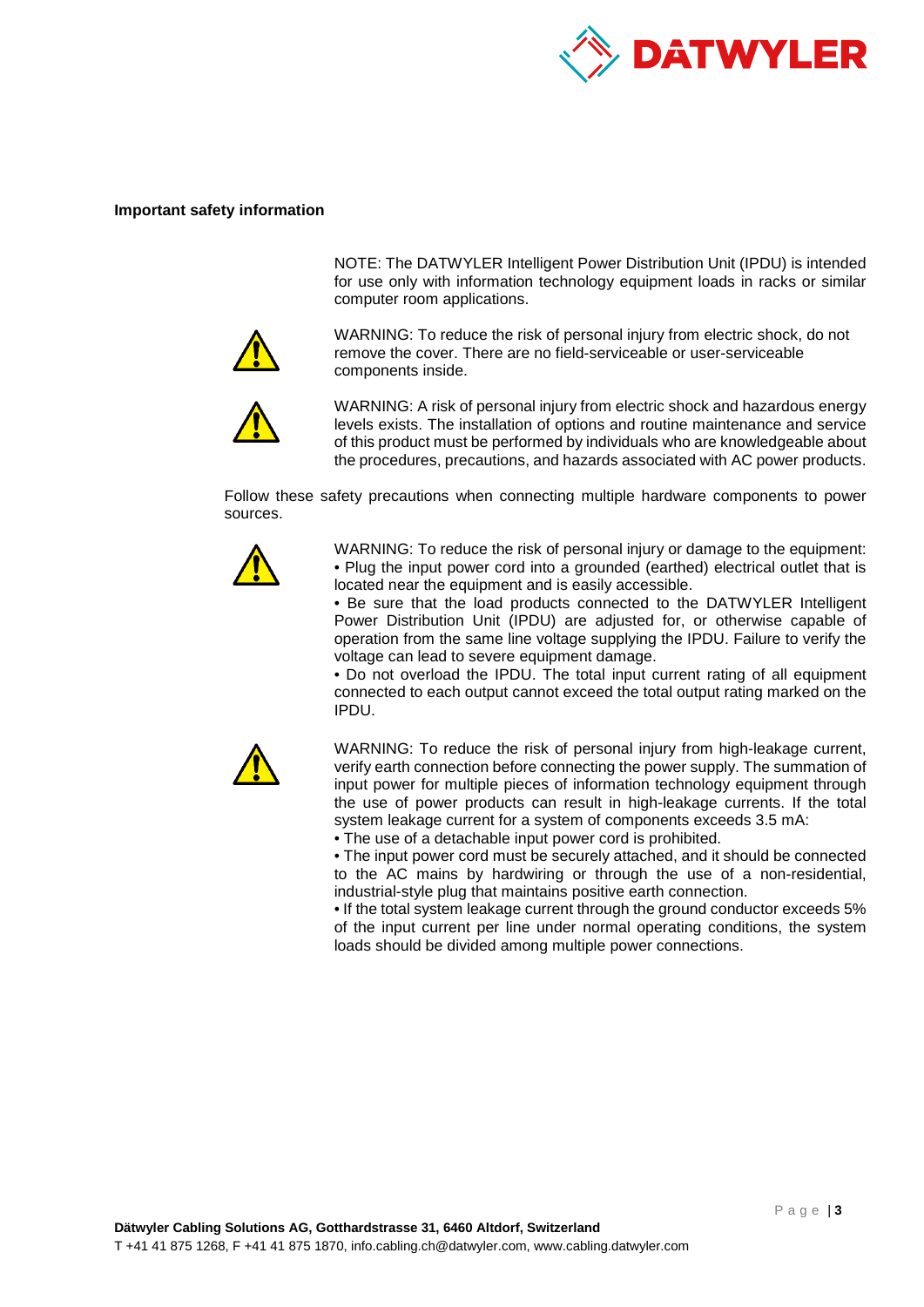**Important safety information**

NOTE: The DATWYLER Intelligent Power Distribution Unit (IPDU) is intended for use only with information technology equipment loads in racks or similar computer room applications.

WARNING: To reduce the risk of personal injury from electric shock, do not remove the cover. There are no field-serviceable or user-serviceable components inside.

WARNING: A risk of personal injury from electric shock and hazardous energy levels exists. The installation of options and routine maintenance and service of this product must be performed by individuals who are knowledgeable about the procedures, precautions, and hazards associated with AC power products.

Follow these safety precautions when connecting multiple hardware components to power sources.

WARNING: To reduce the risk of personal injury or damage to the equipment:

- Plug the input power cord into a grounded (earthed) electrical outlet that is located near the equipment and is easily accessible.
- Be sure that the load products connected to the DATWYLER Intelligent Power Distribution Unit (IPDU) are adjusted for, or otherwise capable of operation from the same line voltage supplying the IPDU. Failure to verify the voltage can lead to severe equipment damage.
- Do not overload the IPDU. The total input current rating of all equipment connected to each output cannot exceed the total output rating marked on the IPDU.

WARNING: To reduce the risk of personal injury from high-leakage current, verify earth connection before connecting the power supply. The summation of input power for multiple pieces of information technology equipment through the use of power products can result in high-leakage currents. If the total system leakage current for a system of components exceeds 3.5 mA:

- The use of a detachable input power cord is prohibited.
- The input power cord must be securely attached, and it should be connected to the AC mains by hardwiring or through the use of a non-residential, industrial-style plug that maintains positive earth connection.
- If the total system leakage current through the ground conductor exceeds 5% of the input current per line under normal operating conditions, the system loads should be divided among multiple power connections.

**Dätwyler Cabling Solutions AG, Gotthardstrasse 31, 6460 Altdorf, Switzerland**
T +41 41 875 1268, F +41 41 875 1870, info.cabling.ch@datwyler.com, www.cabling.datwyler.com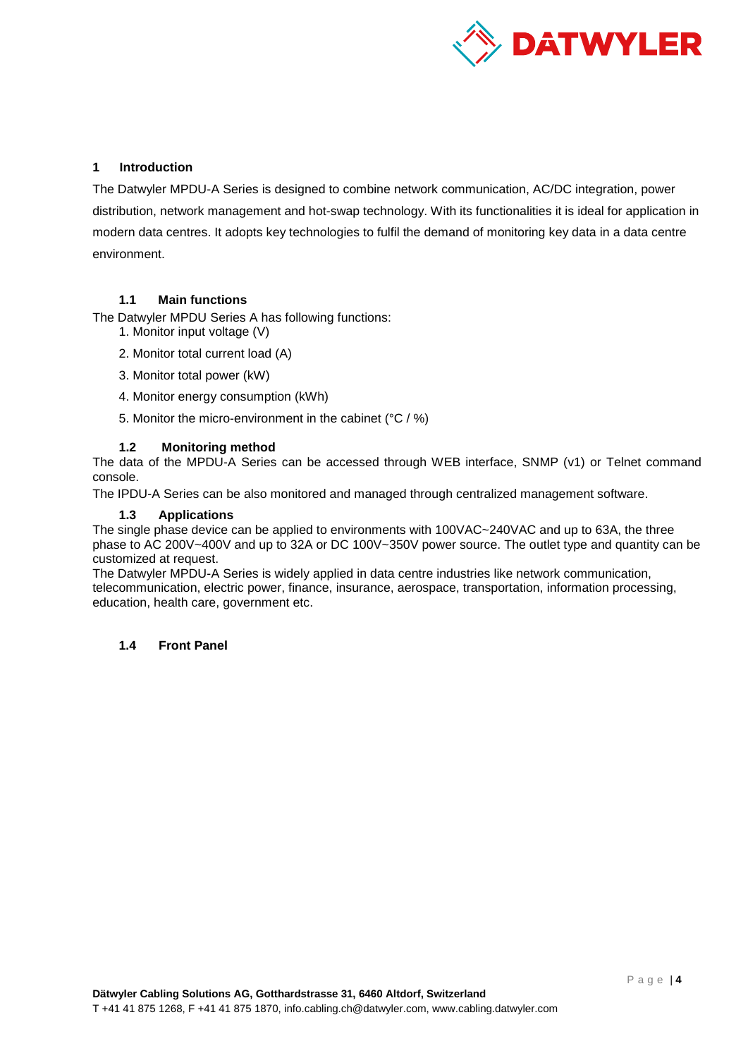# 1 Introduction

The Datwyler MPDU-A Series is designed to combine network communication, AC/DC integration, power distribution, network management and hot-swap technology. With its functionalities it is ideal for application in modern data centres. It adopts key technologies to fulfil the demand of monitoring key data in a data centre environment.

## 1.1 Main functions

The Datwyler MPDU Series A has following functions:

1. Monitor input voltage (V)
2. Monitor total current load (A)
3. Monitor total power (kW)
4. Monitor energy consumption (kWh)
5. Monitor the micro-environment in the cabinet (°C / %)

## 1.2 Monitoring method

The data of the MPDU-A Series can be accessed through WEB interface, SNMP (v1) or Telnet command console.

The IPDU-A Series can be also monitored and managed through centralized management software.

## 1.3 Applications

The single phase device can be applied to environments with 100VAC~240VAC and up to 63A, the three phase to AC 200V~400V and up to 32A or DC 100V~350V power source. The outlet type and quantity can be customized at request.

The Datwyler MPDU-A Series is widely applied in data centre industries like network communication, telecommunication, electric power, finance, insurance, aerospace, transportation, information processing, education, health care, government etc.

## 1.4 Front Panel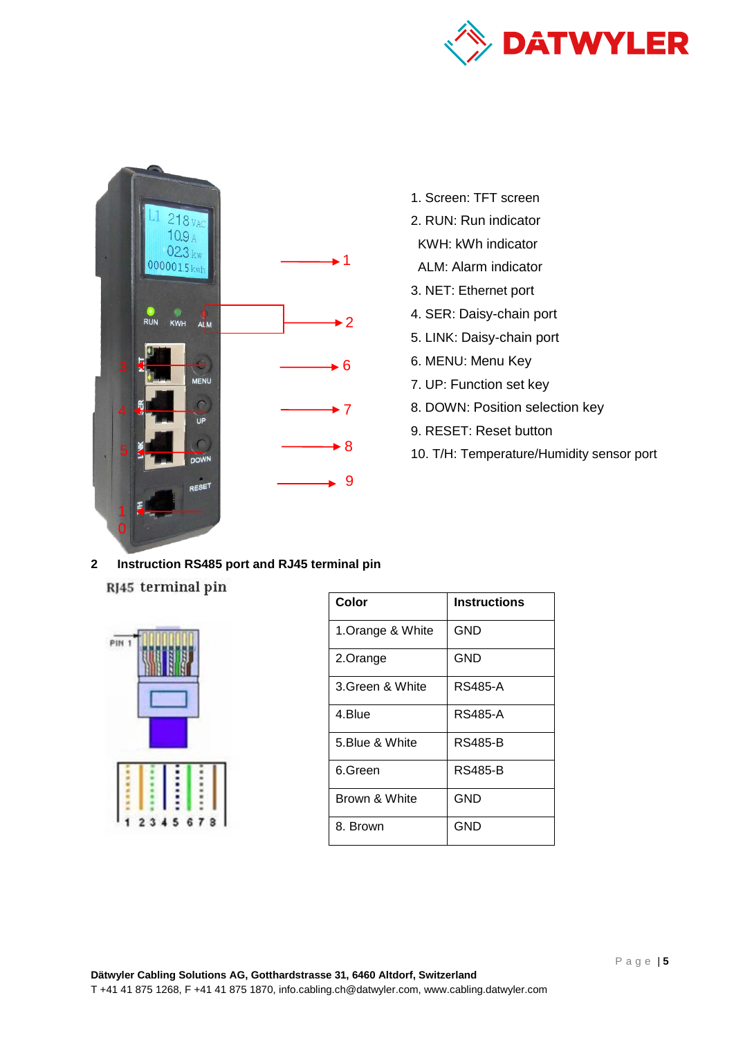1. Screen: TFT screen
2. RUN: Run indicator
   KWH: kWh indicator
   ALM: Alarm indicator
3. NET: Ethernet port
4. SER: Daisy-chain port
5. LINK: Daisy-chain port
6. MENU: Menu Key
7. UP: Function set key
8. DOWN: Position selection key
9. RESET: Reset button
10. T/H: Temperature/Humidity sensor port

## 2 Instruction RS485 port and RJ45 terminal pin

RJ45 terminal pin

| Color | Instructions |
|---|---|
| 1.Orange & White | GND |
| 2.Orange | GND |
| 3.Green & White | RS485-A |
| 4.Blue | RS485-A |
| 5.Blue & White | RS485-B |
| 6.Green | RS485-B |
| Brown & White | GND |
| 8. Brown | GND |

**Dätwyler Cabling Solutions AG, Gotthardstrasse 31, 6460 Altdorf, Switzerland**
T +41 41 875 1268, F +41 41 875 1870, info.cabling.ch@datwyler.com, www.cabling.datwyler.com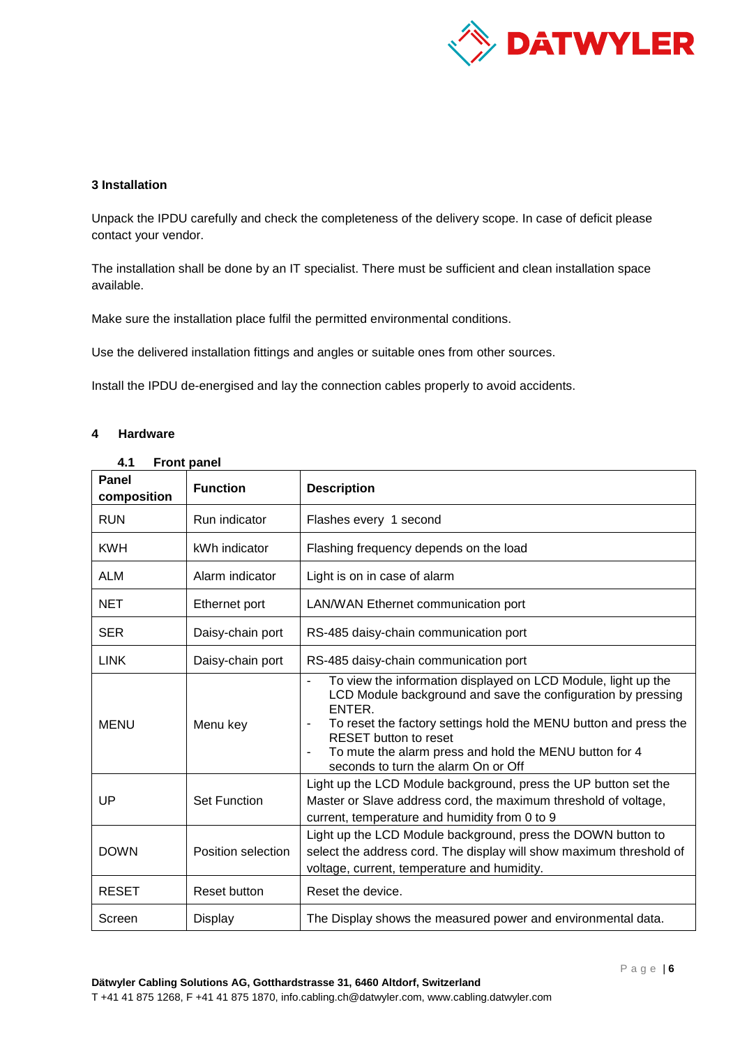## 3 Installation

Unpack the IPDU carefully and check the completeness of the delivery scope. In case of deficit please contact your vendor.

The installation shall be done by an IT specialist. There must be sufficient and clean installation space available.

Make sure the installation place fulfil the permitted environmental conditions.

Use the delivered installation fittings and angles or suitable ones from other sources.

Install the IPDU de-energised and lay the connection cables properly to avoid accidents.

## 4 Hardware

### 4.1 Front panel

| Panel composition | Function | Description |
|---|---|---|
| RUN | Run indicator | Flashes every 1 second |
| KWH | kWh indicator | Flashing frequency depends on the load |
| ALM | Alarm indicator | Light is on in case of alarm |
| NET | Ethernet port | LAN/WAN Ethernet communication port |
| SER | Daisy-chain port | RS-485 daisy-chain communication port |
| LINK | Daisy-chain port | RS-485 daisy-chain communication port |
| MENU | Menu key | - To view the information displayed on LCD Module, light up the LCD Module background and save the configuration by pressing ENTER.<br>- To reset the factory settings hold the MENU button and press the RESET button to reset<br>- To mute the alarm press and hold the MENU button for 4 seconds to turn the alarm On or Off |
| UP | Set Function | Light up the LCD Module background, press the UP button set the Master or Slave address cord, the maximum threshold of voltage, current, temperature and humidity from 0 to 9 |
| DOWN | Position selection | Light up the LCD Module background, press the DOWN button to select the address cord. The display will show maximum threshold of voltage, current, temperature and humidity. |
| RESET | Reset button | Reset the device. |
| Screen | Display | The Display shows the measured power and environmental data. |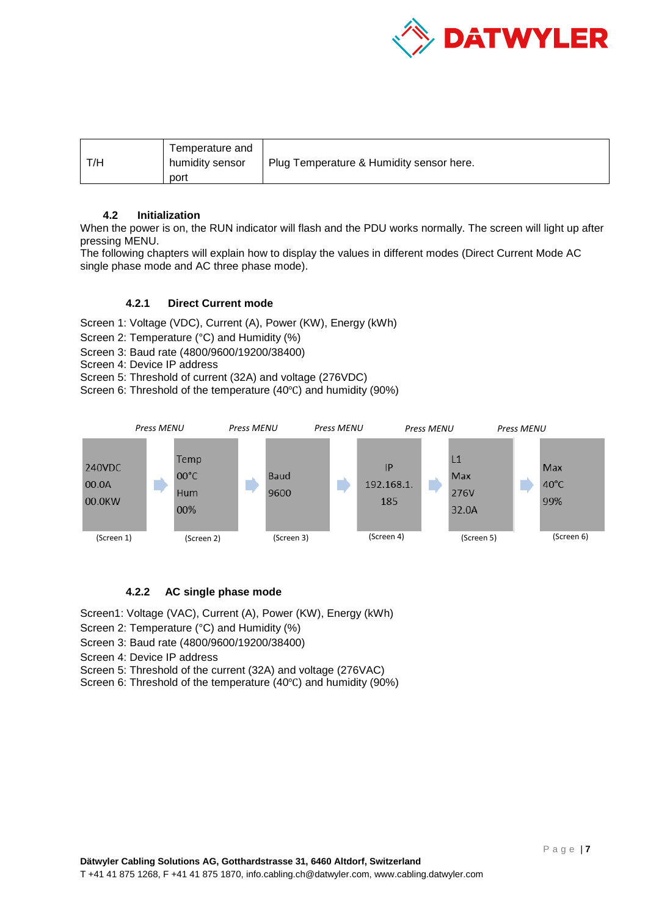| T/H | Temperature and humidity sensor port | Plug Temperature & Humidity sensor here. |
|---|---|---|

### 4.2 Initialization

When the power is on, the RUN indicator will flash and the PDU works normally. The screen will light up after pressing MENU.
The following chapters will explain how to display the values in different modes (Direct Current Mode AC single phase mode and AC three phase mode).

#### 4.2.1 Direct Current mode

Screen 1: Voltage (VDC), Current (A), Power (KW), Energy (kWh)
Screen 2: Temperature (°C) and Humidity (%)
Screen 3: Baud rate (4800/9600/19200/38400)
Screen 4: Device IP address
Screen 5: Threshold of current (32A) and voltage (276VDC)
Screen 6: Threshold of the temperature (40℃) and humidity (90%)

| | *Press MENU* | | *Press MENU* | | *Press MENU* | | *Press MENU* | | *Press MENU* | |
|---|---|---|---|---|---|---|---|---|---|---|
| 240VDC<br>00.0A<br>00.0KW | → | Temp<br>00°C<br>Hum<br>00% | → | Baud<br>9600 | → | IP<br>192.168.1.<br>185 | → | L1<br>Max<br>276V<br>32.0A | → | Max<br>40°C<br>99% |
| (Screen 1) | | (Screen 2) | | (Screen 3) | | (Screen 4) | | (Screen 5) | | (Screen 6) |

#### 4.2.2 AC single phase mode

Screen1: Voltage (VAC), Current (A), Power (KW), Energy (kWh)
Screen 2: Temperature (°C) and Humidity (%)
Screen 3: Baud rate (4800/9600/19200/38400)
Screen 4: Device IP address
Screen 5: Threshold of the current (32A) and voltage (276VAC)
Screen 6: Threshold of the temperature (40℃) and humidity (90%)

**Dätwyler Cabling Solutions AG, Gotthardstrasse 31, 6460 Altdorf, Switzerland**
T +41 41 875 1268, F +41 41 875 1870, info.cabling.ch@datwyler.com, www.cabling.datwyler.com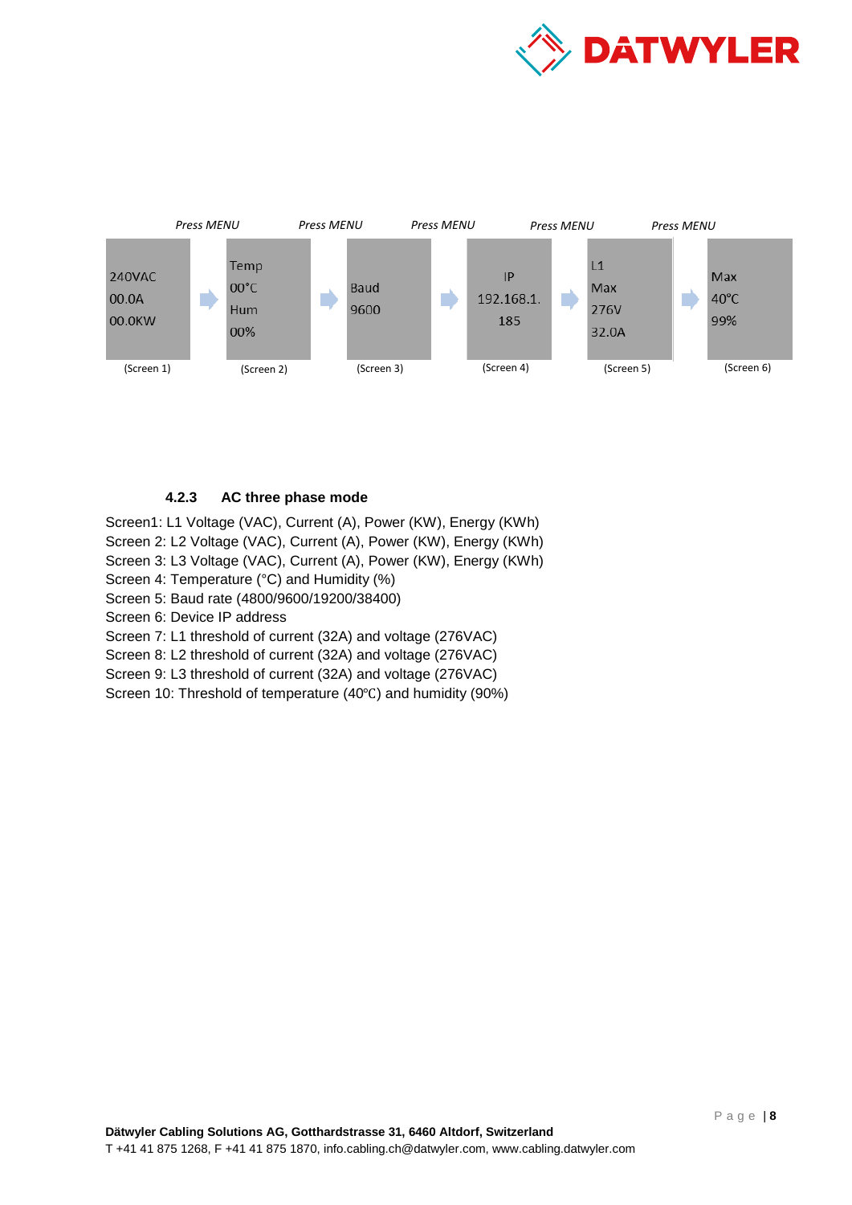| Press MENU | Press MENU | Press MENU | Press MENU | Press MENU | |
|---|---|---|---|---|---|
| 240VAC<br>00.0A<br>00.0KW | Temp<br>00°C<br>Hum<br>00% | Baud<br>9600 | IP<br>192.168.1.<br>185 | L1<br>Max<br>276V<br>32.0A | Max<br>40°C<br>99% |
| (Screen 1) | (Screen 2) | (Screen 3) | (Screen 4) | (Screen 5) | (Screen 6) |

#### 4.2.3 AC three phase mode

Screen1: L1 Voltage (VAC), Current (A), Power (KW), Energy (KWh)
Screen 2: L2 Voltage (VAC), Current (A), Power (KW), Energy (KWh)
Screen 3: L3 Voltage (VAC), Current (A), Power (KW), Energy (KWh)
Screen 4: Temperature (°C) and Humidity (%)
Screen 5: Baud rate (4800/9600/19200/38400)
Screen 6: Device IP address
Screen 7: L1 threshold of current (32A) and voltage (276VAC)
Screen 8: L2 threshold of current (32A) and voltage (276VAC)
Screen 9: L3 threshold of current (32A) and voltage (276VAC)
Screen 10: Threshold of temperature (40℃) and humidity (90%)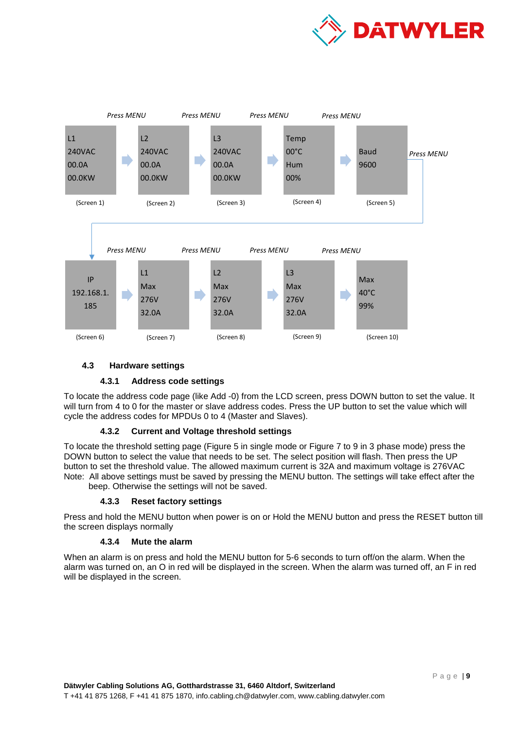| Press MENU | Press MENU | Press MENU | Press MENU | Press MENU |
|---|---|---|---|---|
| L1<br>240VAC<br>00.0A<br>00.0KW | L2<br>240VAC<br>00.0A<br>00.0KW | L3<br>240VAC<br>00.0A<br>00.0KW | Temp<br>00°C<br>Hum<br>00% | Baud<br>9600 |
| (Screen 1) | (Screen 2) | (Screen 3) | (Screen 4) | (Screen 5) |

| Press MENU | Press MENU | Press MENU | Press MENU | |
|---|---|---|---|---|
| IP<br>192.168.1.<br>185 | L1<br>Max<br>276V<br>32.0A | L2<br>Max<br>276V<br>32.0A | L3<br>Max<br>276V<br>32.0A | Max<br>40°C<br>99% |
| (Screen 6) | (Screen 7) | (Screen 8) | (Screen 9) | (Screen 10) |

## 4.3 Hardware settings

### 4.3.1 Address code settings

To locate the address code page (like Add -0) from the LCD screen, press DOWN button to set the value. It will turn from 4 to 0 for the master or slave address codes. Press the UP button to set the value which will cycle the address codes for MPDUs 0 to 4 (Master and Slaves).

### 4.3.2 Current and Voltage threshold settings

To locate the threshold setting page (Figure 5 in single mode or Figure 7 to 9 in 3 phase mode) press the DOWN button to select the value that needs to be set. The select position will flash. Then press the UP button to set the threshold value. The allowed maximum current is 32A and maximum voltage is 276VAC

Note: All above settings must be saved by pressing the MENU button. The settings will take effect after the beep. Otherwise the settings will not be saved.

### 4.3.3 Reset factory settings

Press and hold the MENU button when power is on or Hold the MENU button and press the RESET button till the screen displays normally

### 4.3.4 Mute the alarm

When an alarm is on press and hold the MENU button for 5-6 seconds to turn off/on the alarm. When the alarm was turned on, an O in red will be displayed in the screen. When the alarm was turned off, an F in red will be displayed in the screen.

**Dätwyler Cabling Solutions AG, Gotthardstrasse 31, 6460 Altdorf, Switzerland**
T +41 41 875 1268, F +41 41 875 1870, info.cabling.ch@datwyler.com, www.cabling.datwyler.com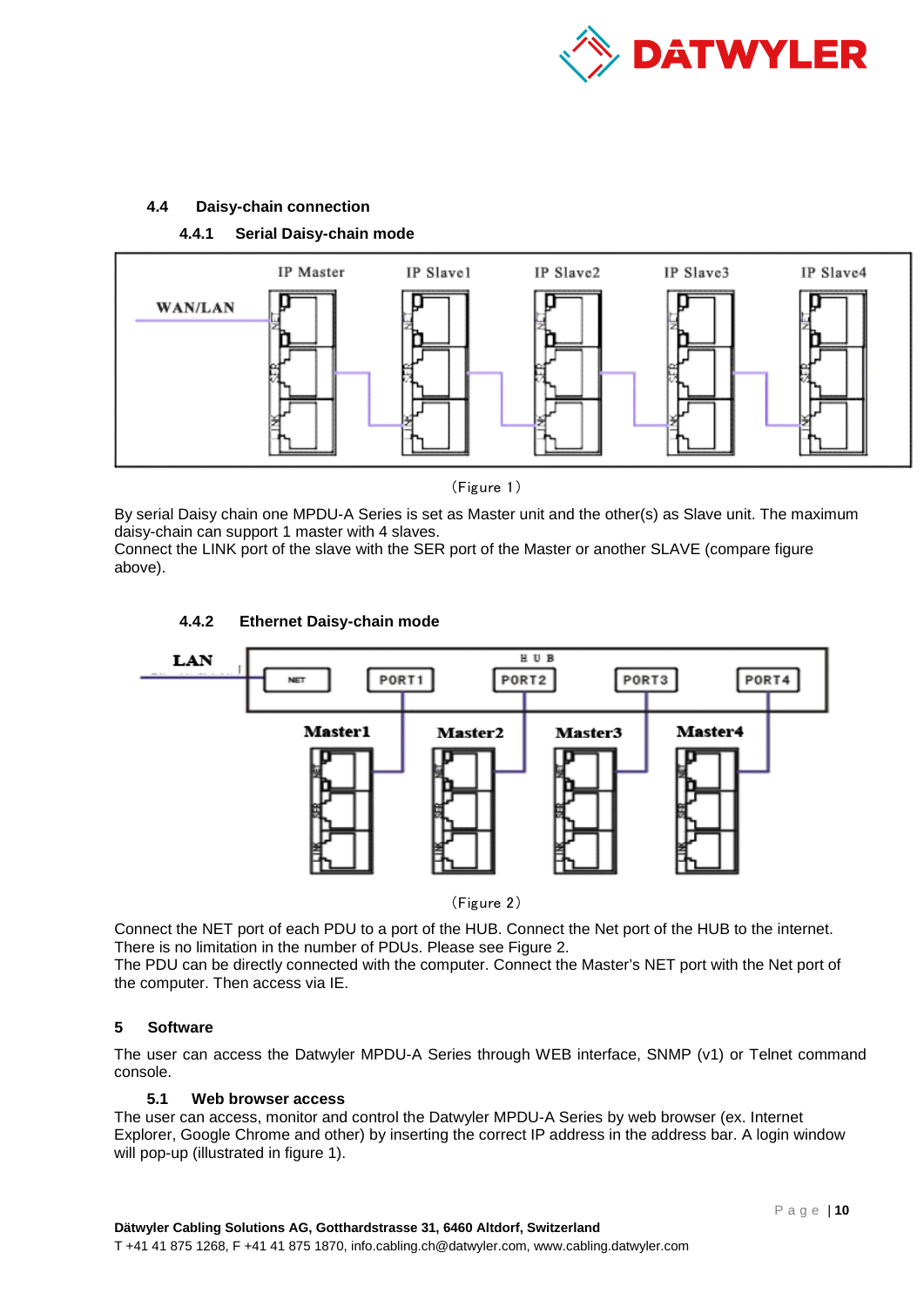### 4.4 Daisy-chain connection

#### 4.4.1 Serial Daisy-chain mode

（Figure 1）

By serial Daisy chain one MPDU-A Series is set as Master unit and the other(s) as Slave unit. The maximum daisy-chain can support 1 master with 4 slaves.
Connect the LINK port of the slave with the SER port of the Master or another SLAVE (compare figure above).

#### 4.4.2 Ethernet Daisy-chain mode

（Figure 2）

Connect the NET port of each PDU to a port of the HUB. Connect the Net port of the HUB to the internet. There is no limitation in the number of PDUs. Please see Figure 2.
The PDU can be directly connected with the computer. Connect the Master's NET port with the Net port of the computer. Then access via IE.

## 5 Software

The user can access the Datwyler MPDU-A Series through WEB interface, SNMP (v1) or Telnet command console.

### 5.1 Web browser access

The user can access, monitor and control the Datwyler MPDU-A Series by web browser (ex. Internet Explorer, Google Chrome and other) by inserting the correct IP address in the address bar. A login window will pop-up (illustrated in figure 1).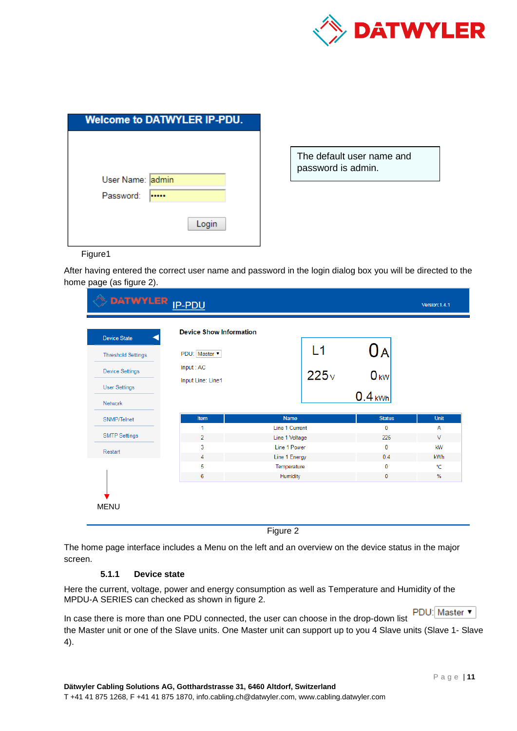Welcome to DATWYLER IP-PDU.

User Name: admin

Password: •••••

Login

The default user name and password is admin.

Figure1

After having entered the correct user name and password in the login dialog box you will be directed to the home page (as figure 2).

DATWYLER IP-PDU Version:1.4.1

Device State

Threshold Settings

Device Settings

User Settings

Network

SNMP/Telnet

SMTP Settings

Restart

MENU

**Device Show Information**

PDU: Master

Input : AC

Input Line: Line1

L1 0 A

225 V 0 kW

0.4 kWh

| Item | Name | Status | Unit |
|---|---|---|---|
| 1 | Line 1 Current | 0 | A |
| 2 | Line 1 Voltage | 225 | V |
| 3 | Line 1 Power | 0 | kW |
| 4 | Line 1 Energy | 0.4 | kWh |
| 5 | Temperature | 0 | ℃ |
| 6 | Humidity | 0 | % |

Figure 2

The home page interface includes a Menu on the left and an overview on the device status in the major screen.

### 5.1.1 Device state

Here the current, voltage, power and energy consumption as well as Temperature and Humidity of the MPDU-A SERIES can checked as shown in figure 2.

In case there is more than one PDU connected, the user can choose in the drop-down list PDU: Master the Master unit or one of the Slave units. One Master unit can support up to you 4 Slave units (Slave 1- Slave 4).

**Dätwyler Cabling Solutions AG, Gotthardstrasse 31, 6460 Altdorf, Switzerland**
T +41 41 875 1268, F +41 41 875 1870, info.cabling.ch@datwyler.com, www.cabling.datwyler.com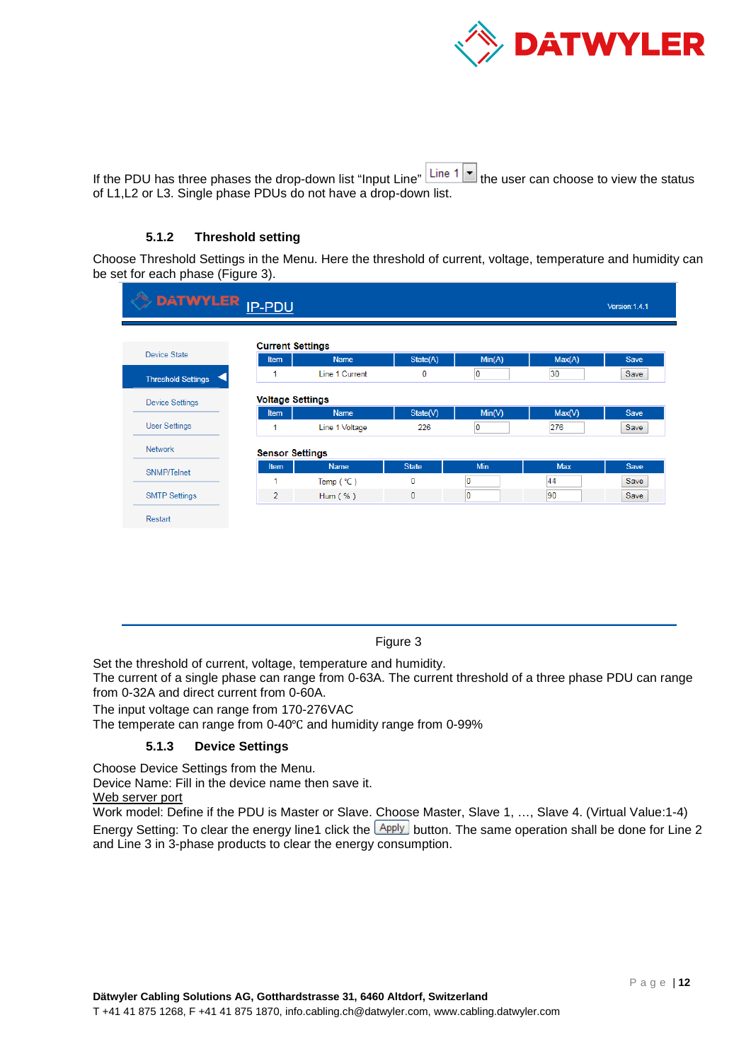If the PDU has three phases the drop-down list “Input Line” Line 1 the user can choose to view the status of L1,L2 or L3. Single phase PDUs do not have a drop-down list.

### 5.1.2 Threshold setting

Choose Threshold Settings in the Menu. Here the threshold of current, voltage, temperature and humidity can be set for each phase (Figure 3).

DATWYLER IP-PDU Version:1.4.1

- Device State
- Threshold Settings
- Device Settings
- User Settings
- Network
- SNMP/Telnet
- SMTP Settings
- Restart

**Current Settings**

| Item | Name | State(A) | Min(A) | Max(A) | Save |
|---|---|---|---|---|---|
| 1 | Line 1 Current | 0 | 0 | 30 | Save |

**Voltage Settings**

| Item | Name | State(V) | Min(V) | Max(V) | Save |
|---|---|---|---|---|---|
| 1 | Line 1 Voltage | 226 | 0 | 276 | Save |

**Sensor Settings**

| Item | Name | State | Min | Max | Save |
|---|---|---|---|---|---|
| 1 | Temp ( ℃ ) | 0 | 0 | 44 | Save |
| 2 | Hum ( % ) | 0 | 0 | 90 | Save |

Figure 3

Set the threshold of current, voltage, temperature and humidity.
The current of a single phase can range from 0-63A. The current threshold of a three phase PDU can range from 0-32A and direct current from 0-60A.
The input voltage can range from 170-276VAC
The temperate can range from 0-40℃ and humidity range from 0-99%

### 5.1.3 Device Settings

Choose Device Settings from the Menu.
Device Name: Fill in the device name then save it.
<u>Web server port</u>
Work model: Define if the PDU is Master or Slave. Choose Master, Slave 1, …, Slave 4. (Virtual Value:1-4)
Energy Setting: To clear the energy line1 click the Apply button. The same operation shall be done for Line 2 and Line 3 in 3-phase products to clear the energy consumption.

**Dätwyler Cabling Solutions AG, Gotthardstrasse 31, 6460 Altdorf, Switzerland**
T +41 41 875 1268, F +41 41 875 1870, info.cabling.ch@datwyler.com, www.cabling.datwyler.com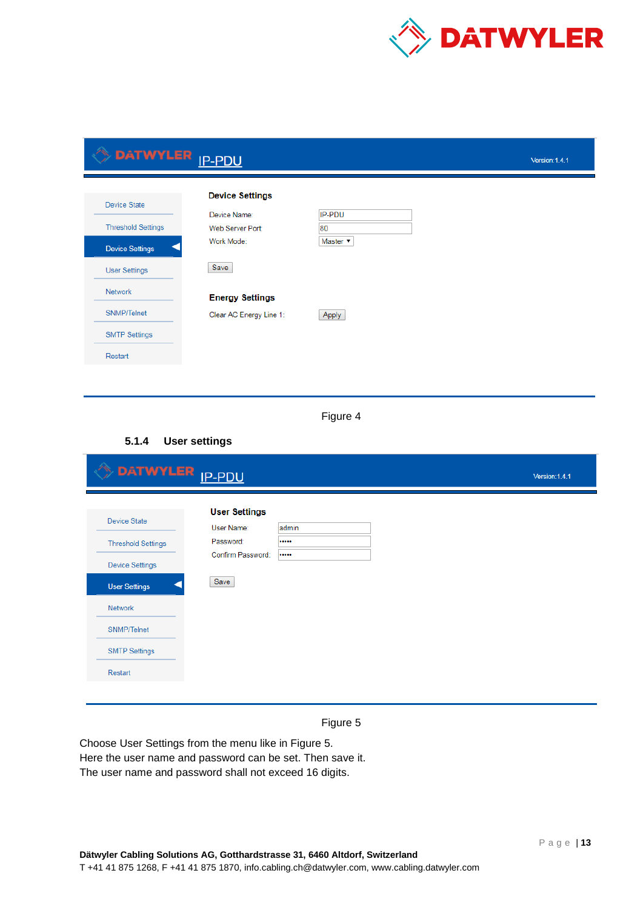Figure 4

### 5.1.4 User settings

Figure 5

Choose User Settings from the menu like in Figure 5.
Here the user name and password can be set. Then save it.
The user name and password shall not exceed 16 digits.

**Dätwyler Cabling Solutions AG, Gotthardstrasse 31, 6460 Altdorf, Switzerland**
T +41 41 875 1268, F +41 41 875 1870, info.cabling.ch@datwyler.com, www.cabling.datwyler.com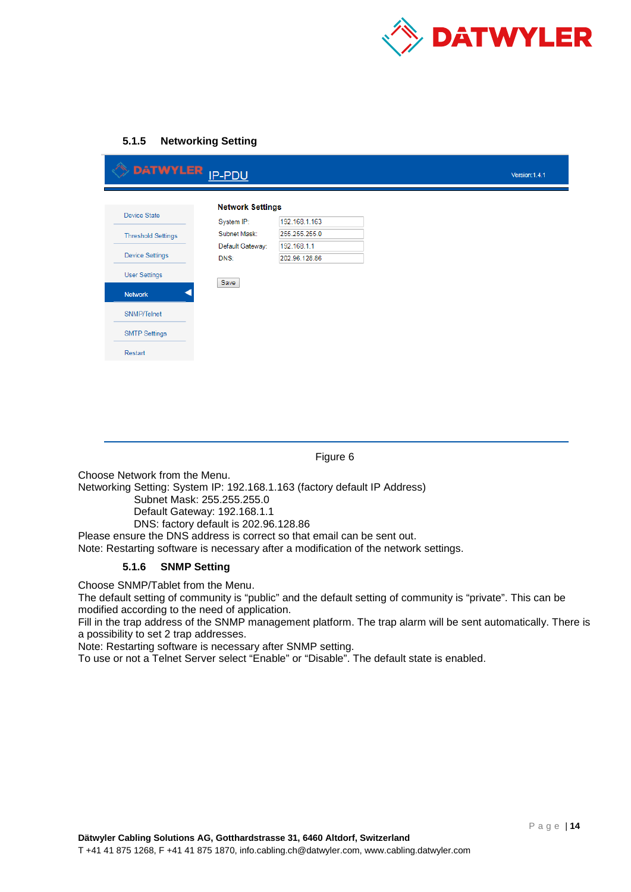### 5.1.5 Networking Setting

Figure 6

Choose Network from the Menu.
Networking Setting: System IP: 192.168.1.163 (factory default IP Address)
Subnet Mask: 255.255.255.0
Default Gateway: 192.168.1.1
DNS: factory default is 202.96.128.86
Please ensure the DNS address is correct so that email can be sent out.
Note: Restarting software is necessary after a modification of the network settings.

### 5.1.6 SNMP Setting

Choose SNMP/Tablet from the Menu.
The default setting of community is “public” and the default setting of community is “private”. This can be modified according to the need of application.
Fill in the trap address of the SNMP management platform. The trap alarm will be sent automatically. There is a possibility to set 2 trap addresses.
Note: Restarting software is necessary after SNMP setting.
To use or not a Telnet Server select “Enable” or “Disable”. The default state is enabled.

**Dätwyler Cabling Solutions AG, Gotthardstrasse 31, 6460 Altdorf, Switzerland**
T +41 41 875 1268, F +41 41 875 1870, info.cabling.ch@datwyler.com, www.cabling.datwyler.com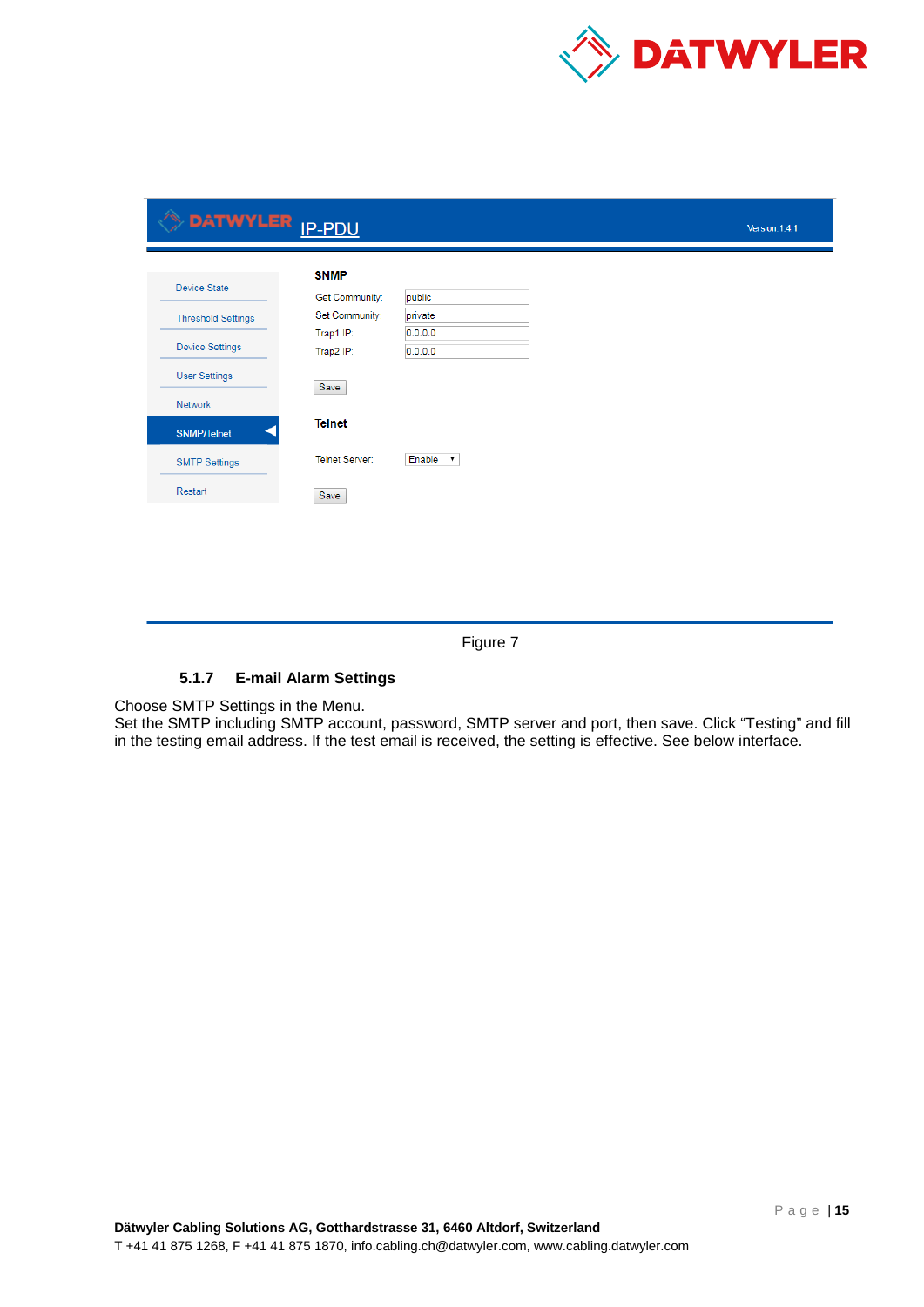Figure 7

### 5.1.7 E-mail Alarm Settings

Choose SMTP Settings in the Menu.
Set the SMTP including SMTP account, password, SMTP server and port, then save. Click “Testing” and fill in the testing email address. If the test email is received, the setting is effective. See below interface.

**Dätwyler Cabling Solutions AG, Gotthardstrasse 31, 6460 Altdorf, Switzerland**
T +41 41 875 1268, F +41 41 875 1870, info.cabling.ch@datwyler.com, www.cabling.datwyler.com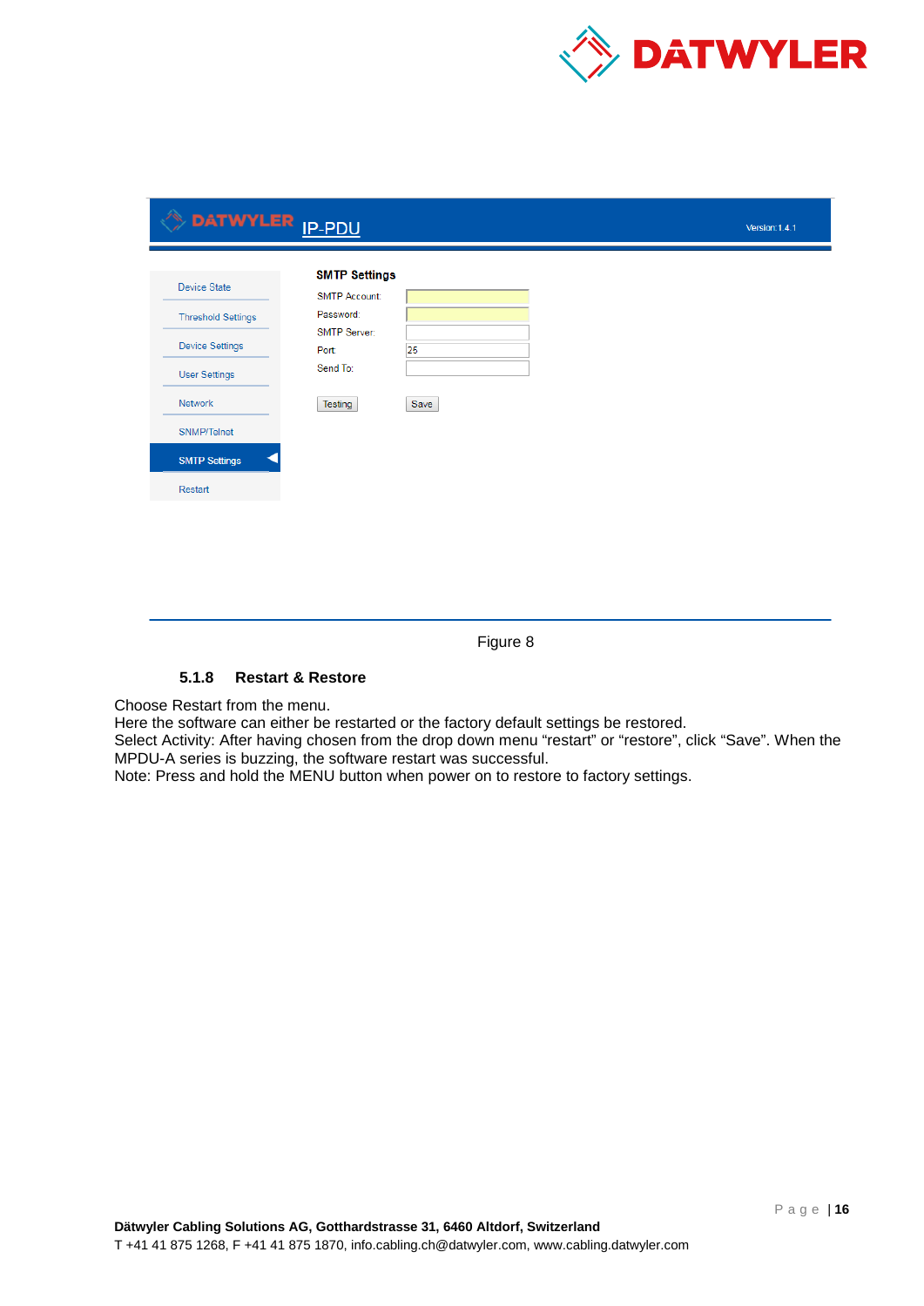Figure 8

### 5.1.8 Restart & Restore

Choose Restart from the menu.
Here the software can either be restarted or the factory default settings be restored.
Select Activity: After having chosen from the drop down menu "restart" or "restore", click "Save". When the MPDU-A series is buzzing, the software restart was successful.
Note: Press and hold the MENU button when power on to restore to factory settings.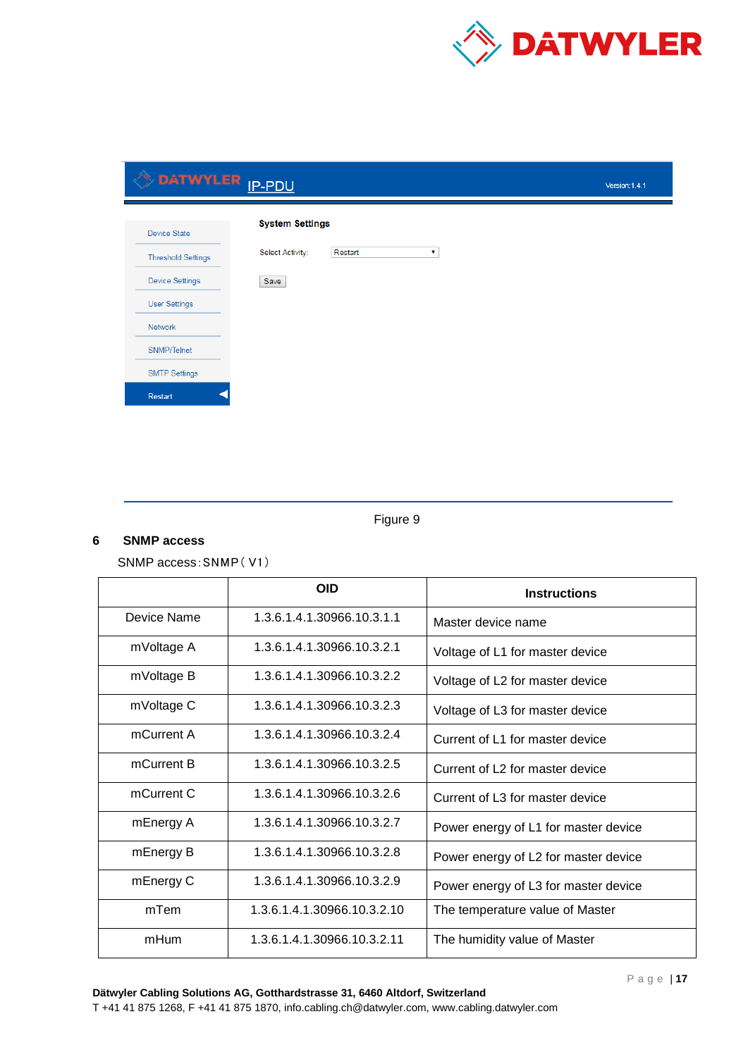Figure 9

## 6 SNMP access

SNMP access:SNMP（V1）

| | OID | Instructions |
|---|---|---|
| Device Name | 1.3.6.1.4.1.30966.10.3.1.1 | Master device name |
| mVoltage A | 1.3.6.1.4.1.30966.10.3.2.1 | Voltage of L1 for master device |
| mVoltage B | 1.3.6.1.4.1.30966.10.3.2.2 | Voltage of L2 for master device |
| mVoltage C | 1.3.6.1.4.1.30966.10.3.2.3 | Voltage of L3 for master device |
| mCurrent A | 1.3.6.1.4.1.30966.10.3.2.4 | Current of L1 for master device |
| mCurrent B | 1.3.6.1.4.1.30966.10.3.2.5 | Current of L2 for master device |
| mCurrent C | 1.3.6.1.4.1.30966.10.3.2.6 | Current of L3 for master device |
| mEnergy A | 1.3.6.1.4.1.30966.10.3.2.7 | Power energy of L1 for master device |
| mEnergy B | 1.3.6.1.4.1.30966.10.3.2.8 | Power energy of L2 for master device |
| mEnergy C | 1.3.6.1.4.1.30966.10.3.2.9 | Power energy of L3 for master device |
| mTem | 1.3.6.1.4.1.30966.10.3.2.10 | The temperature value of Master |
| mHum | 1.3.6.1.4.1.30966.10.3.2.11 | The humidity value of Master |

**Dätwyler Cabling Solutions AG, Gotthardstrasse 31, 6460 Altdorf, Switzerland**
T +41 41 875 1268, F +41 41 875 1870, info.cabling.ch@datwyler.com, www.cabling.datwyler.com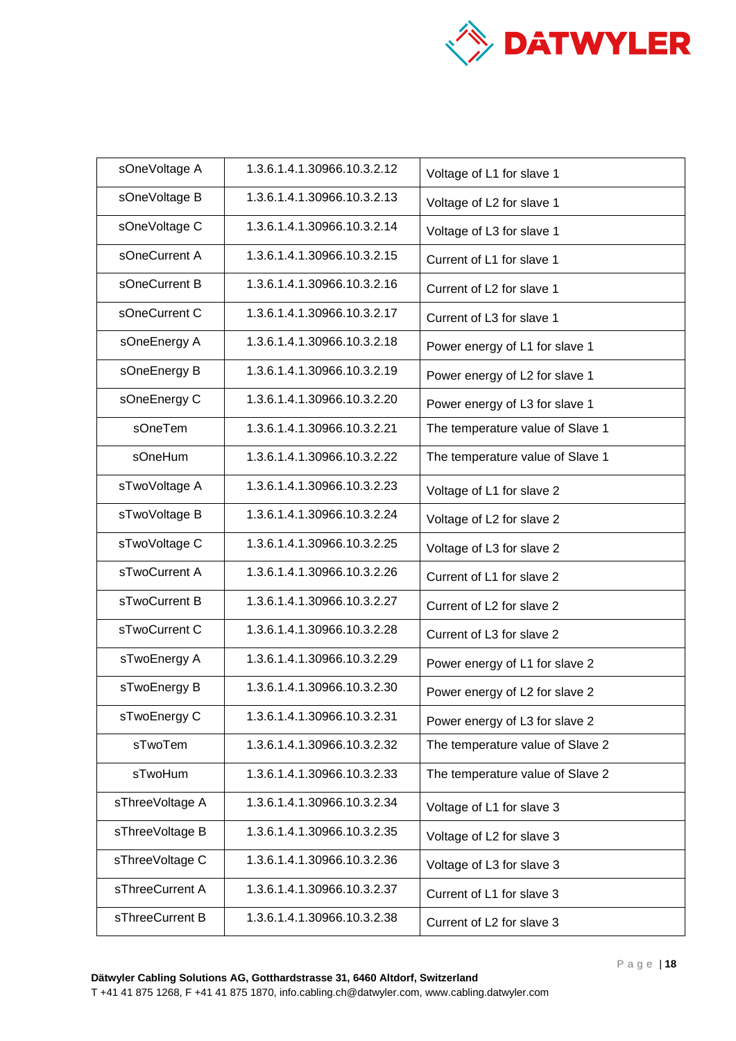| | | |
|---|---|---|
| sOneVoltage A | 1.3.6.1.4.1.30966.10.3.2.12 | Voltage of L1 for slave 1 |
| sOneVoltage B | 1.3.6.1.4.1.30966.10.3.2.13 | Voltage of L2 for slave 1 |
| sOneVoltage C | 1.3.6.1.4.1.30966.10.3.2.14 | Voltage of L3 for slave 1 |
| sOneCurrent A | 1.3.6.1.4.1.30966.10.3.2.15 | Current of L1 for slave 1 |
| sOneCurrent B | 1.3.6.1.4.1.30966.10.3.2.16 | Current of L2 for slave 1 |
| sOneCurrent C | 1.3.6.1.4.1.30966.10.3.2.17 | Current of L3 for slave 1 |
| sOneEnergy A | 1.3.6.1.4.1.30966.10.3.2.18 | Power energy of L1 for slave 1 |
| sOneEnergy B | 1.3.6.1.4.1.30966.10.3.2.19 | Power energy of L2 for slave 1 |
| sOneEnergy C | 1.3.6.1.4.1.30966.10.3.2.20 | Power energy of L3 for slave 1 |
| sOneTem | 1.3.6.1.4.1.30966.10.3.2.21 | The temperature value of Slave 1 |
| sOneHum | 1.3.6.1.4.1.30966.10.3.2.22 | The temperature value of Slave 1 |
| sTwoVoltage A | 1.3.6.1.4.1.30966.10.3.2.23 | Voltage of L1 for slave 2 |
| sTwoVoltage B | 1.3.6.1.4.1.30966.10.3.2.24 | Voltage of L2 for slave 2 |
| sTwoVoltage C | 1.3.6.1.4.1.30966.10.3.2.25 | Voltage of L3 for slave 2 |
| sTwoCurrent A | 1.3.6.1.4.1.30966.10.3.2.26 | Current of L1 for slave 2 |
| sTwoCurrent B | 1.3.6.1.4.1.30966.10.3.2.27 | Current of L2 for slave 2 |
| sTwoCurrent C | 1.3.6.1.4.1.30966.10.3.2.28 | Current of L3 for slave 2 |
| sTwoEnergy A | 1.3.6.1.4.1.30966.10.3.2.29 | Power energy of L1 for slave 2 |
| sTwoEnergy B | 1.3.6.1.4.1.30966.10.3.2.30 | Power energy of L2 for slave 2 |
| sTwoEnergy C | 1.3.6.1.4.1.30966.10.3.2.31 | Power energy of L3 for slave 2 |
| sTwoTem | 1.3.6.1.4.1.30966.10.3.2.32 | The temperature value of Slave 2 |
| sTwoHum | 1.3.6.1.4.1.30966.10.3.2.33 | The temperature value of Slave 2 |
| sThreeVoltage A | 1.3.6.1.4.1.30966.10.3.2.34 | Voltage of L1 for slave 3 |
| sThreeVoltage B | 1.3.6.1.4.1.30966.10.3.2.35 | Voltage of L2 for slave 3 |
| sThreeVoltage C | 1.3.6.1.4.1.30966.10.3.2.36 | Voltage of L3 for slave 3 |
| sThreeCurrent A | 1.3.6.1.4.1.30966.10.3.2.37 | Current of L1 for slave 3 |
| sThreeCurrent B | 1.3.6.1.4.1.30966.10.3.2.38 | Current of L2 for slave 3 |

**Dätwyler Cabling Solutions AG, Gotthardstrasse 31, 6460 Altdorf, Switzerland**
T +41 41 875 1268, F +41 41 875 1870, info.cabling.ch@datwyler.com, www.cabling.datwyler.com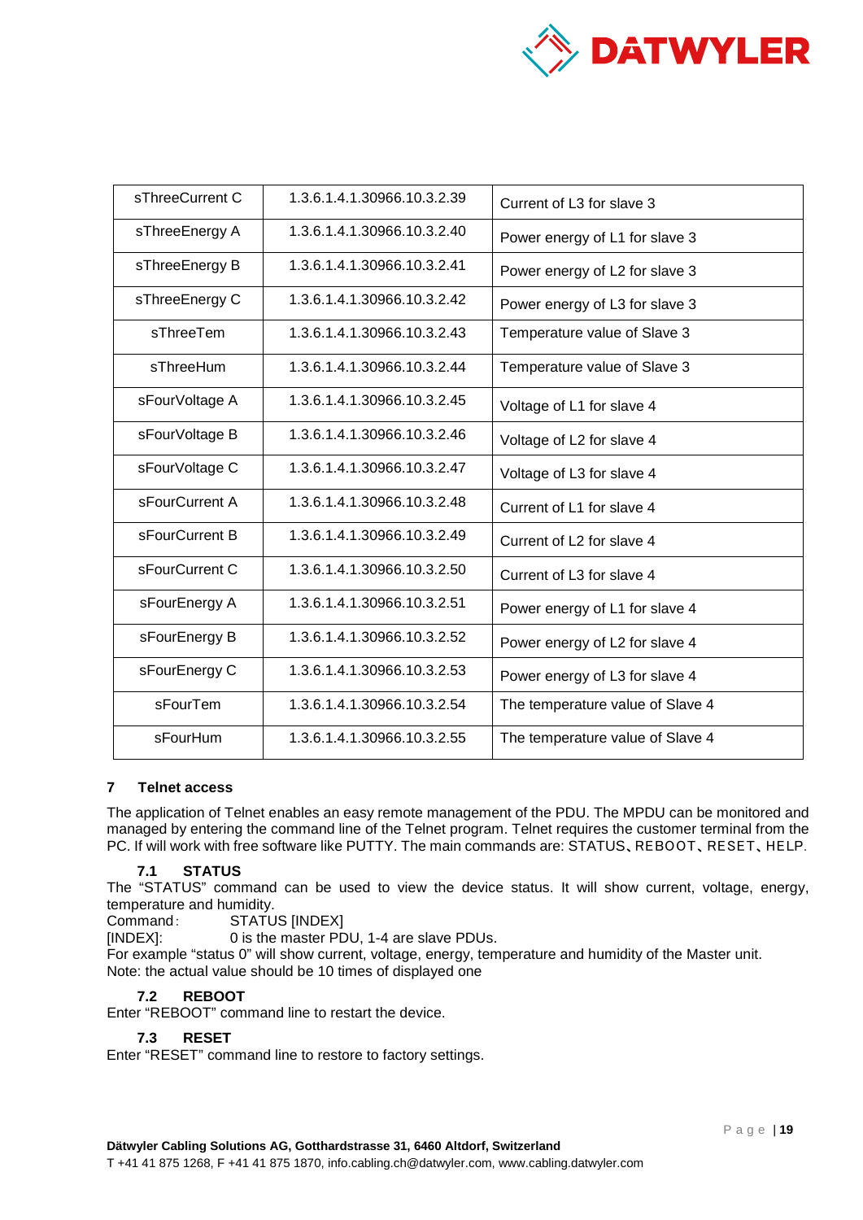| sThreeCurrent C | 1.3.6.1.4.1.30966.10.3.2.39 | Current of L3 for slave 3 |
|---|---|---|
| sThreeEnergy A | 1.3.6.1.4.1.30966.10.3.2.40 | Power energy of L1 for slave 3 |
| sThreeEnergy B | 1.3.6.1.4.1.30966.10.3.2.41 | Power energy of L2 for slave 3 |
| sThreeEnergy C | 1.3.6.1.4.1.30966.10.3.2.42 | Power energy of L3 for slave 3 |
| sThreeTem | 1.3.6.1.4.1.30966.10.3.2.43 | Temperature value of Slave 3 |
| sThreeHum | 1.3.6.1.4.1.30966.10.3.2.44 | Temperature value of Slave 3 |
| sFourVoltage A | 1.3.6.1.4.1.30966.10.3.2.45 | Voltage of L1 for slave 4 |
| sFourVoltage B | 1.3.6.1.4.1.30966.10.3.2.46 | Voltage of L2 for slave 4 |
| sFourVoltage C | 1.3.6.1.4.1.30966.10.3.2.47 | Voltage of L3 for slave 4 |
| sFourCurrent A | 1.3.6.1.4.1.30966.10.3.2.48 | Current of L1 for slave 4 |
| sFourCurrent B | 1.3.6.1.4.1.30966.10.3.2.49 | Current of L2 for slave 4 |
| sFourCurrent C | 1.3.6.1.4.1.30966.10.3.2.50 | Current of L3 for slave 4 |
| sFourEnergy A | 1.3.6.1.4.1.30966.10.3.2.51 | Power energy of L1 for slave 4 |
| sFourEnergy B | 1.3.6.1.4.1.30966.10.3.2.52 | Power energy of L2 for slave 4 |
| sFourEnergy C | 1.3.6.1.4.1.30966.10.3.2.53 | Power energy of L3 for slave 4 |
| sFourTem | 1.3.6.1.4.1.30966.10.3.2.54 | The temperature value of Slave 4 |
| sFourHum | 1.3.6.1.4.1.30966.10.3.2.55 | The temperature value of Slave 4 |

# 7 Telnet access

The application of Telnet enables an easy remote management of the PDU. The MPDU can be monitored and managed by entering the command line of the Telnet program. Telnet requires the customer terminal from the PC. If will work with free software like PUTTY. The main commands are: STATUS、REBOOT、RESET、HELP.

## 7.1 STATUS

The "STATUS" command can be used to view the device status. It will show current, voltage, energy, temperature and humidity.

Command:     STATUS [INDEX]

[INDEX]:     0 is the master PDU, 1-4 are slave PDUs.

For example "status 0" will show current, voltage, energy, temperature and humidity of the Master unit.

Note: the actual value should be 10 times of displayed one

## 7.2 REBOOT

Enter "REBOOT" command line to restart the device.

## 7.3 RESET

Enter "RESET" command line to restore to factory settings.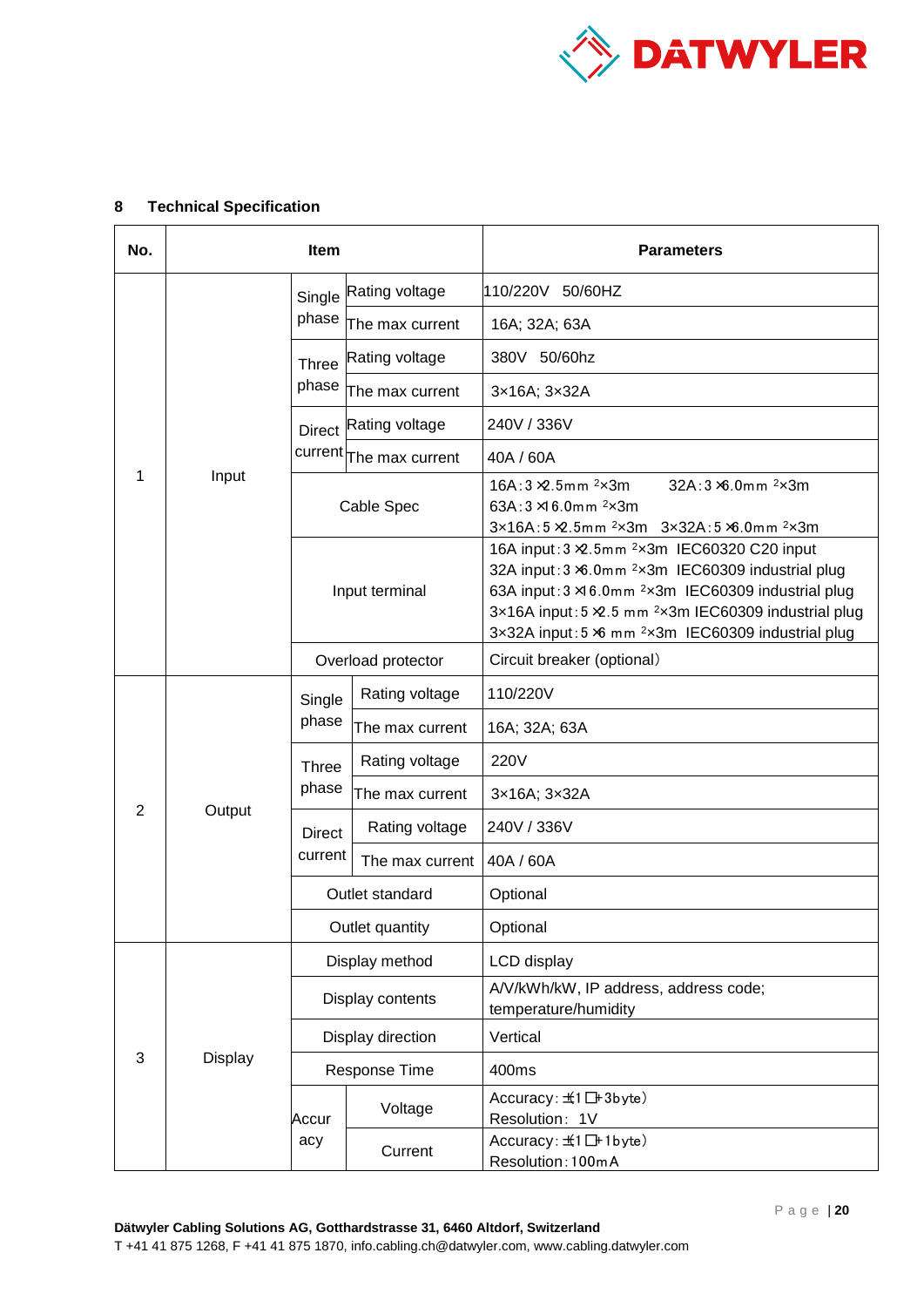## 8 Technical Specification

| No. | Item | | | Parameters |
|---|---|---|---|---|
| 1 | Input | Single phase | Rating voltage | 110/220V 50/60HZ |
| | | | The max current | 16A; 32A; 63A |
| | | Three phase | Rating voltage | 380V 50/60hz |
| | | | The max current | 3×16A; 3×32A |
| | | Direct current | Rating voltage | 240V / 336V |
| | | | The max current | 40A / 60A |
| | | Cable Spec | | 16A:3×2.5mm $^2$×3m 32A:3×6.0mm $^2$×3m<br>63A:3×16.0mm $^2$×3m<br>3×16A:5×2.5mm $^2$×3m 3×32A:5×6.0mm $^2$×3m |
| | | Input terminal | | 16A input:3×2.5mm $^2$×3m IEC60320 C20 input<br>32A input:3×6.0mm $^2$×3m IEC60309 industrial plug<br>63A input:3×16.0mm $^2$×3m IEC60309 industrial plug<br>3×16A input:5×2.5 mm $^2$×3m IEC60309 industrial plug<br>3×32A input:5×6 mm $^2$×3m IEC60309 industrial plug |
| | | Overload protector | | Circuit breaker (optional) |
| 2 | Output | Single phase | Rating voltage | 110/220V |
| | | | The max current | 16A; 32A; 63A |
| | | Three phase | Rating voltage | 220V |
| | | | The max current | 3×16A; 3×32A |
| | | Direct current | Rating voltage | 240V / 336V |
| | | | The max current | 40A / 60A |
| | | Outlet standard | | Optional |
| | | Outlet quantity | | Optional |
| 3 | Display | Display method | | LCD display |
| | | Display contents | | A/V/kWh/kW, IP address, address code; temperature/humidity |
| | | Display direction | | Vertical |
| | | Response Time | | 400ms |
| | | Accuracy | Voltage | Accuracy: ±(1 %+3byte)<br>Resolution: 1V |
| | | | Current | Accuracy: ±(1 %+1byte)<br>Resolution: 100mA |

**Dätwyler Cabling Solutions AG, Gotthardstrasse 31, 6460 Altdorf, Switzerland**
T +41 41 875 1268, F +41 41 875 1870, info.cabling.ch@datwyler.com, www.cabling.datwyler.com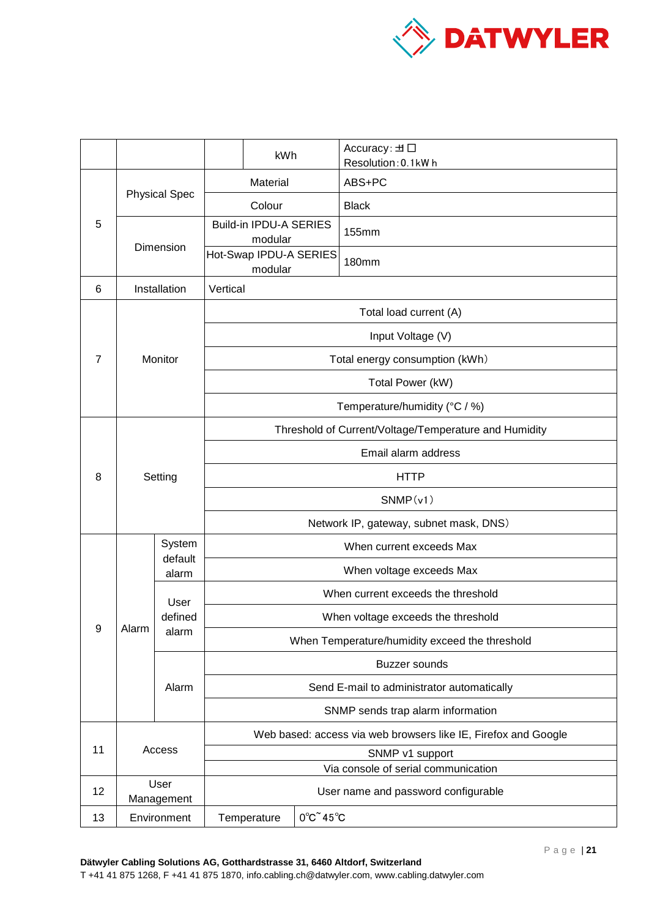| | | | | |
|---|---|---|---|---|
| | | | kWh | Accuracy: ±1□<br>Resolution: 0.1kW h |
| 5 | Physical Spec | | Material | ABS+PC |
| | | | Colour | Black |
| | Dimension | | Build-in IPDU-A SERIES modular | 155mm |
| | | | Hot-Swap IPDU-A SERIES modular | 180mm |
| 6 | Installation | | Vertical | |
| 7 | Monitor | | Total load current (A) | |
| | | | Input Voltage (V) | |
| | | | Total energy consumption (kWh) | |
| | | | Total Power (kW) | |
| | | | Temperature/humidity (°C / %) | |
| 8 | Setting | | Threshold of Current/Voltage/Temperature and Humidity | |
| | | | Email alarm address | |
| | | | HTTP | |
| | | | SNMP (v1) | |
| | | | Network IP, gateway, subnet mask, DNS) | |
| 9 | Alarm | System default alarm | When current exceeds Max | |
| | | | When voltage exceeds Max | |
| | | User defined alarm | When current exceeds the threshold | |
| | | | When voltage exceeds the threshold | |
| | | | When Temperature/humidity exceed the threshold | |
| | | Alarm | Buzzer sounds | |
| | | | Send E-mail to administrator automatically | |
| | | | SNMP sends trap alarm information | |
| 11 | Access | | Web based: access via web browsers like IE, Firefox and Google | |
| | | | SNMP v1 support | |
| | | | Via console of serial communication | |
| 12 | User Management | | User name and password configurable | |
| 13 | Environment | | Temperature | 0℃˜45℃ |

**Dätwyler Cabling Solutions AG, Gotthardstrasse 31, 6460 Altdorf, Switzerland**
T +41 41 875 1268, F +41 41 875 1870, info.cabling.ch@datwyler.com, www.cabling.datwyler.com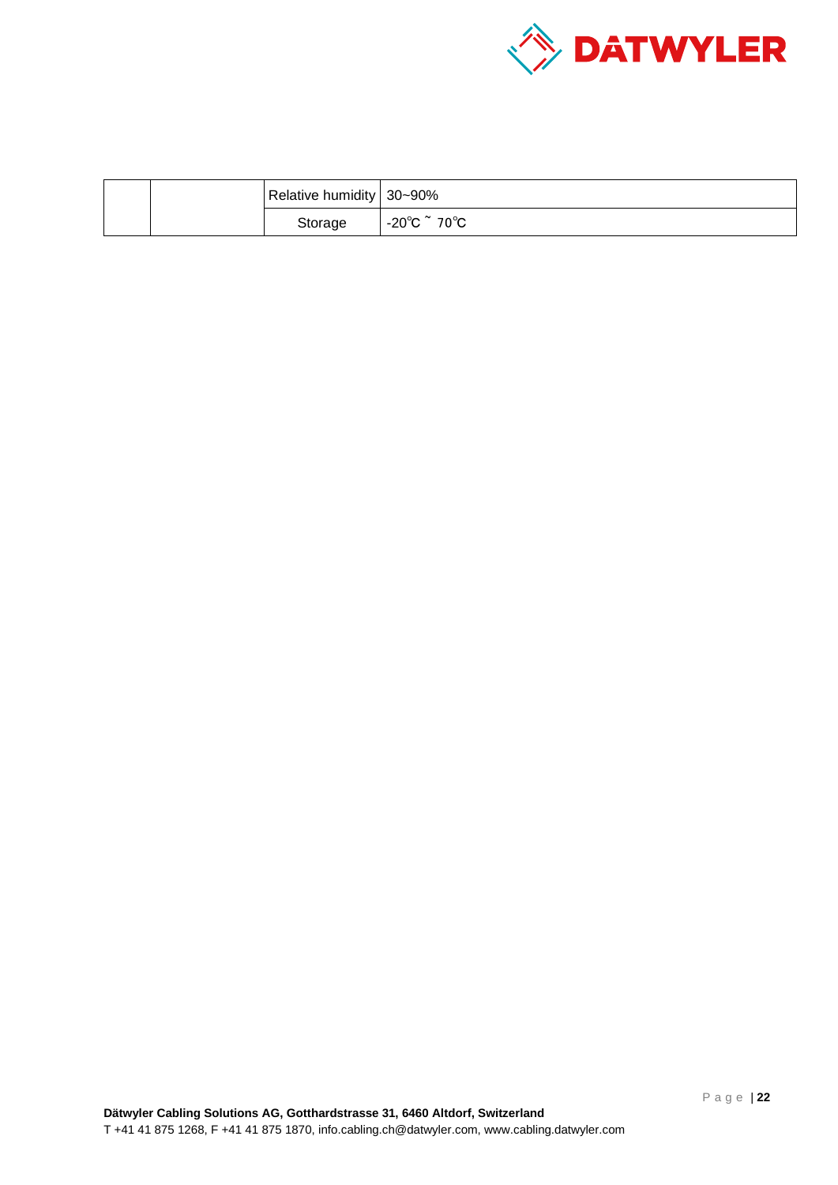| | | | |
|---|---|---|---|
| | | Relative humidity | 30~90% |
| | | Storage | -20℃ ~ 70℃ |

**Dätwyler Cabling Solutions AG, Gotthardstrasse 31, 6460 Altdorf, Switzerland**
T +41 41 875 1268, F +41 41 875 1870, info.cabling.ch@datwyler.com, www.cabling.datwyler.com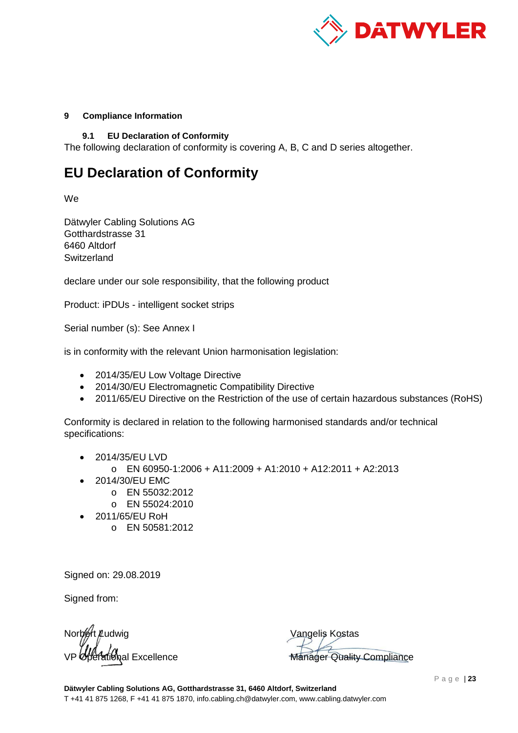## 9 Compliance Information

### 9.1 EU Declaration of Conformity

The following declaration of conformity is covering A, B, C and D series altogether.

# EU Declaration of Conformity

We

Dätwyler Cabling Solutions AG
Gotthardstrasse 31
6460 Altdorf
Switzerland

declare under our sole responsibility, that the following product

Product: iPDUs - intelligent socket strips

Serial number (s): See Annex I

is in conformity with the relevant Union harmonisation legislation:

- 2014/35/EU Low Voltage Directive
- 2014/30/EU Electromagnetic Compatibility Directive
- 2011/65/EU Directive on the Restriction of the use of certain hazardous substances (RoHS)

Conformity is declared in relation to the following harmonised standards and/or technical specifications:

- 2014/35/EU LVD
  - EN 60950-1:2006 + A11:2009 + A1:2010 + A12:2011 + A2:2013
- 2014/30/EU EMC
  - EN 55032:2012
  - EN 55024:2010
- 2011/65/EU RoH
  - EN 50581:2012

Signed on: 29.08.2019

Signed from:

Norbert Ludwig
VP Operational Excellence

Vangelis Kostas
Manager Quality Compliance

**Dätwyler Cabling Solutions AG, Gotthardstrasse 31, 6460 Altdorf, Switzerland**
T +41 41 875 1268, F +41 41 875 1870, info.cabling.ch@datwyler.com, www.cabling.datwyler.com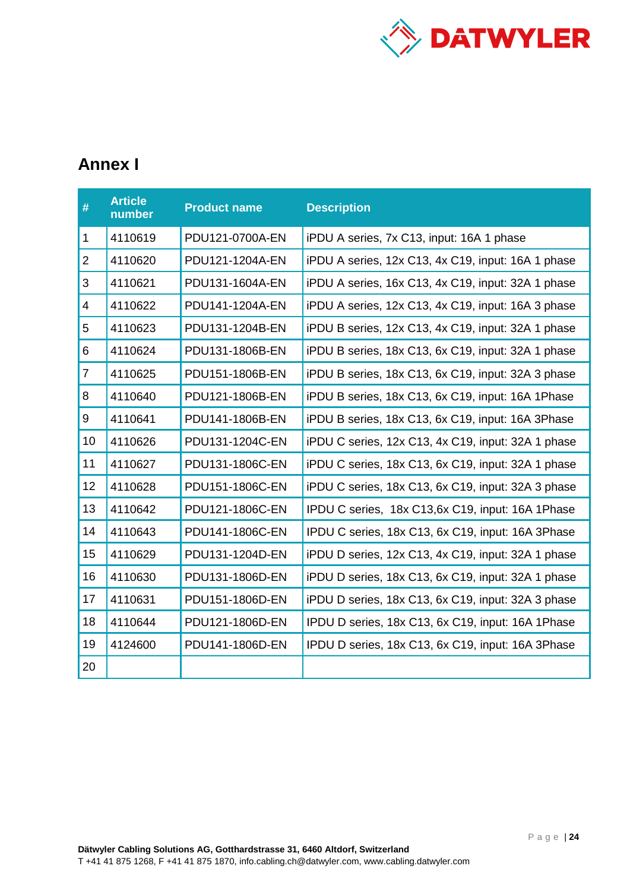## Annex I

| # | Article number | Product name | Description |
|---|---|---|---|
| 1 | 4110619 | PDU121-0700A-EN | iPDU A series, 7x C13, input: 16A 1 phase |
| 2 | 4110620 | PDU121-1204A-EN | iPDU A series, 12x C13, 4x C19, input: 16A 1 phase |
| 3 | 4110621 | PDU131-1604A-EN | iPDU A series, 16x C13, 4x C19, input: 32A 1 phase |
| 4 | 4110622 | PDU141-1204A-EN | iPDU A series, 12x C13, 4x C19, input: 16A 3 phase |
| 5 | 4110623 | PDU131-1204B-EN | iPDU B series, 12x C13, 4x C19, input: 32A 1 phase |
| 6 | 4110624 | PDU131-1806B-EN | iPDU B series, 18x C13, 6x C19, input: 32A 1 phase |
| 7 | 4110625 | PDU151-1806B-EN | iPDU B series, 18x C13, 6x C19, input: 32A 3 phase |
| 8 | 4110640 | PDU121-1806B-EN | iPDU B series, 18x C13, 6x C19, input: 16A 1Phase |
| 9 | 4110641 | PDU141-1806B-EN | iPDU B series, 18x C13, 6x C19, input: 16A 3Phase |
| 10 | 4110626 | PDU131-1204C-EN | iPDU C series, 12x C13, 4x C19, input: 32A 1 phase |
| 11 | 4110627 | PDU131-1806C-EN | iPDU C series, 18x C13, 6x C19, input: 32A 1 phase |
| 12 | 4110628 | PDU151-1806C-EN | iPDU C series, 18x C13, 6x C19, input: 32A 3 phase |
| 13 | 4110642 | PDU121-1806C-EN | IPDU C series, 18x C13,6x C19, input: 16A 1Phase |
| 14 | 4110643 | PDU141-1806C-EN | IPDU C series, 18x C13, 6x C19, input: 16A 3Phase |
| 15 | 4110629 | PDU131-1204D-EN | iPDU D series, 12x C13, 4x C19, input: 32A 1 phase |
| 16 | 4110630 | PDU131-1806D-EN | iPDU D series, 18x C13, 6x C19, input: 32A 1 phase |
| 17 | 4110631 | PDU151-1806D-EN | iPDU D series, 18x C13, 6x C19, input: 32A 3 phase |
| 18 | 4110644 | PDU121-1806D-EN | IPDU D series, 18x C13, 6x C19, input: 16A 1Phase |
| 19 | 4124600 | PDU141-1806D-EN | IPDU D series, 18x C13, 6x C19, input: 16A 3Phase |
| 20 | | | |

**Dätwyler Cabling Solutions AG, Gotthardstrasse 31, 6460 Altdorf, Switzerland**
T +41 41 875 1268, F +41 41 875 1870, info.cabling.ch@datwyler.com, www.cabling.datwyler.com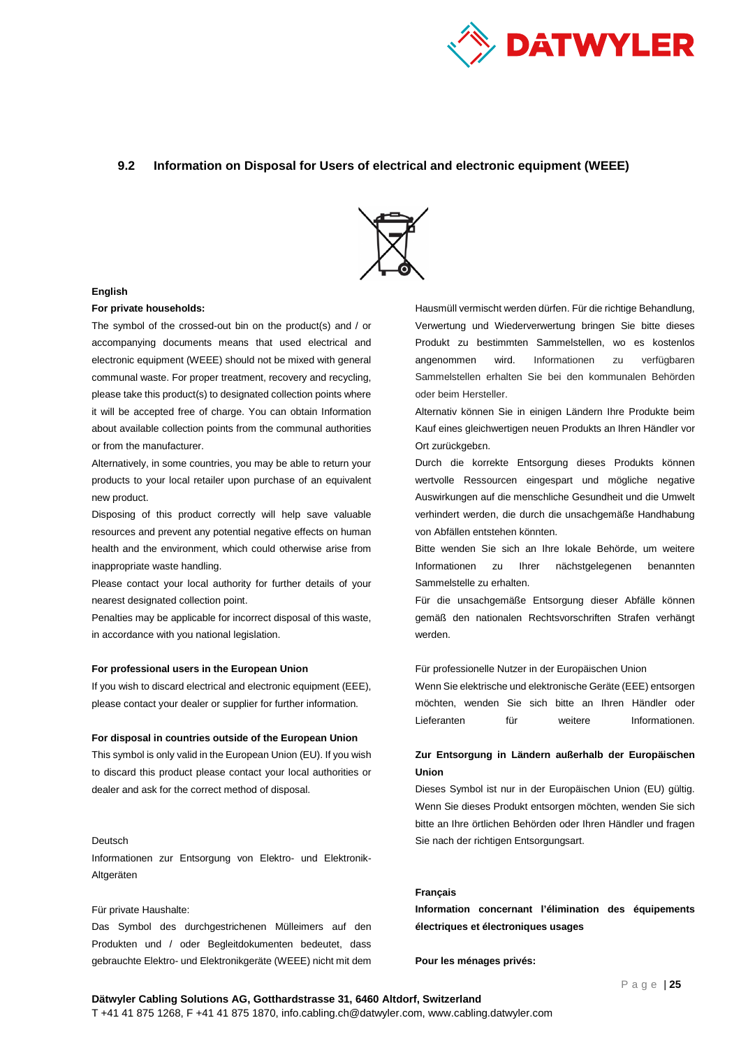## 9.2 Information on Disposal for Users of electrical and electronic equipment (WEEE)

**English**

**For private households:**

The symbol of the crossed-out bin on the product(s) and / or accompanying documents means that used electrical and electronic equipment (WEEE) should not be mixed with general communal waste. For proper treatment, recovery and recycling, please take this product(s) to designated collection points where it will be accepted free of charge. You can obtain Information about available collection points from the communal authorities or from the manufacturer.

Alternatively, in some countries, you may be able to return your products to your local retailer upon purchase of an equivalent new product.

Disposing of this product correctly will help save valuable resources and prevent any potential negative effects on human health and the environment, which could otherwise arise from inappropriate waste handling.

Please contact your local authority for further details of your nearest designated collection point.

Penalties may be applicable for incorrect disposal of this waste, in accordance with you national legislation.

**For professional users in the European Union**

If you wish to discard electrical and electronic equipment (EEE), please contact your dealer or supplier for further information.

**For disposal in countries outside of the European Union**

This symbol is only valid in the European Union (EU). If you wish to discard this product please contact your local authorities or dealer and ask for the correct method of disposal.

Deutsch

Informationen zur Entsorgung von Elektro- und Elektronik-Altgeräten

Für private Haushalte:

Das Symbol des durchgestrichenen Mülleimers auf den Produkten und / oder Begleitdokumenten bedeutet, dass gebrauchte Elektro- und Elektronikgeräte (WEEE) nicht mit dem Hausmüll vermischt werden dürfen. Für die richtige Behandlung, Verwertung und Wiederverwertung bringen Sie bitte dieses Produkt zu bestimmten Sammelstellen, wo es kostenlos angenommen wird. Informationen zu verfügbaren Sammelstellen erhalten Sie bei den kommunalen Behörden oder beim Hersteller.

Alternativ können Sie in einigen Ländern Ihre Produkte beim Kauf eines gleichwertigen neuen Produkts an Ihren Händler vor Ort zurückgebеn.

Durch die korrekte Entsorgung dieses Produkts können wertvolle Ressourcen eingespart und mögliche negative Auswirkungen auf die menschliche Gesundheit und die Umwelt verhindert werden, die durch die unsachgemäße Handhabung von Abfällen entstehen könnten.

Bitte wenden Sie sich an Ihre lokale Behörde, um weitere Informationen zu Ihrer nächstgelegenen benannten Sammelstelle zu erhalten.

Für die unsachgemäße Entsorgung dieser Abfälle können gemäß den nationalen Rechtsvorschriften Strafen verhängt werden.

Für professionelle Nutzer in der Europäischen Union

Wenn Sie elektrische und elektronische Geräte (EEE) entsorgen möchten, wenden Sie sich bitte an Ihren Händler oder Lieferanten für weitere Informationen.

**Zur Entsorgung in Ländern außerhalb der Europäischen Union**

Dieses Symbol ist nur in der Europäischen Union (EU) gültig. Wenn Sie dieses Produkt entsorgen möchten, wenden Sie sich bitte an Ihre örtlichen Behörden oder Ihren Händler und fragen Sie nach der richtigen Entsorgungsart.

**Français**

**Information concernant l'élimination des équipements électriques et électroniques usages**

**Pour les ménages privés:**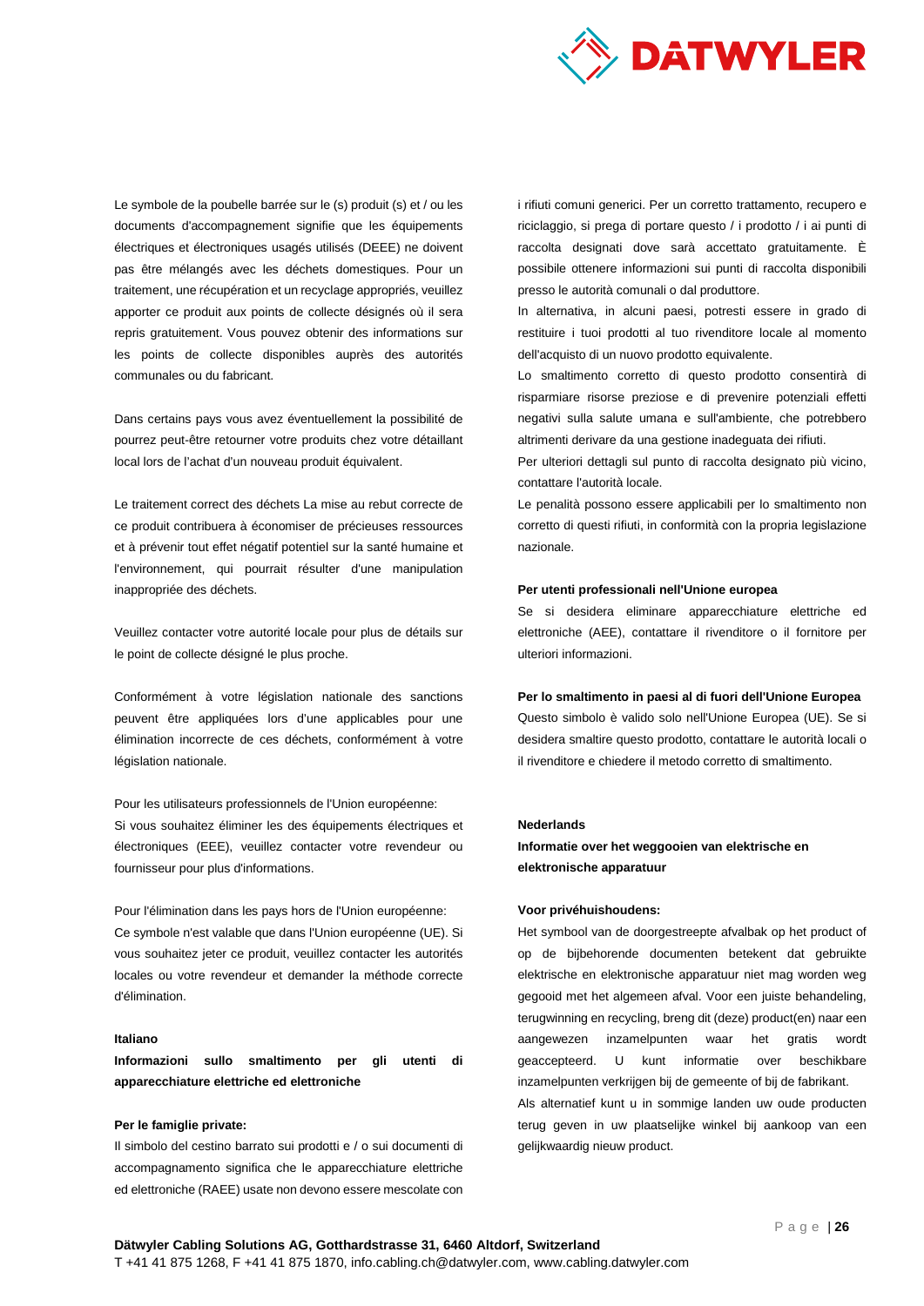Le symbole de la poubelle barrée sur le (s) produit (s) et / ou les documents d'accompagnement signifie que les équipements électriques et électroniques usagés utilisés (DEEE) ne doivent pas être mélangés avec les déchets domestiques. Pour un traitement, une récupération et un recyclage appropriés, veuillez apporter ce produit aux points de collecte désignés où il sera repris gratuitement. Vous pouvez obtenir des informations sur les points de collecte disponibles auprès des autorités communales ou du fabricant.

Dans certains pays vous avez éventuellement la possibilité de pourrez peut-être retourner votre produits chez votre détaillant local lors de l'achat d'un nouveau produit équivalent.

Le traitement correct des déchets La mise au rebut correcte de ce produit contribuera à économiser de précieuses ressources et à prévenir tout effet négatif potentiel sur la santé humaine et l'environnement, qui pourrait résulter d'une manipulation inappropriée des déchets.

Veuillez contacter votre autorité locale pour plus de détails sur le point de collecte désigné le plus proche.

Conformément à votre législation nationale des sanctions peuvent être appliquées lors d'une applicables pour une élimination incorrecte de ces déchets, conformément à votre législation nationale.

Pour les utilisateurs professionnels de l'Union européenne:
Si vous souhaitez éliminer les des équipements électriques et électroniques (EEE), veuillez contacter votre revendeur ou fournisseur pour plus d'informations.

Pour l'élimination dans les pays hors de l'Union européenne:
Ce symbole n'est valable que dans l'Union européenne (UE). Si vous souhaitez jeter ce produit, veuillez contacter les autorités locales ou votre revendeur et demander la méthode correcte d'élimination.

**Italiano**

**Informazioni sullo smaltimento per gli utenti di apparecchiature elettriche ed elettroniche**

**Per le famiglie private:**

Il simbolo del cestino barrato sui prodotti e / o sui documenti di accompagnamento significa che le apparecchiature elettriche ed elettroniche (RAEE) usate non devono essere mescolate con i rifiuti comuni generici. Per un corretto trattamento, recupero e riciclaggio, si prega di portare questo / i prodotto / i ai punti di raccolta designati dove sarà accettato gratuitamente. È possibile ottenere informazioni sui punti di raccolta disponibili presso le autorità comunali o dal produttore.

In alternativa, in alcuni paesi, potresti essere in grado di restituire i tuoi prodotti al tuo rivenditore locale al momento dell'acquisto di un nuovo prodotto equivalente.

Lo smaltimento corretto di questo prodotto consentirà di risparmiare risorse preziose e di prevenire potenziali effetti negativi sulla salute umana e sull'ambiente, che potrebbero altrimenti derivare da una gestione inadeguata dei rifiuti.

Per ulteriori dettagli sul punto di raccolta designato più vicino, contattare l'autorità locale.

Le penalità possono essere applicabili per lo smaltimento non corretto di questi rifiuti, in conformità con la propria legislazione nazionale.

**Per utenti professionali nell'Unione europea**

Se si desidera eliminare apparecchiature elettriche ed elettroniche (AEE), contattare il rivenditore o il fornitore per ulteriori informazioni.

**Per lo smaltimento in paesi al di fuori dell'Unione Europea**

Questo simbolo è valido solo nell'Unione Europea (UE). Se si desidera smaltire questo prodotto, contattare le autorità locali o il rivenditore e chiedere il metodo corretto di smaltimento.

**Nederlands**

**Informatie over het weggooien van elektrische en elektronische apparatuur**

**Voor privéhuishoudens:**

Het symbool van de doorgestreepte afvalbak op het product of op de bijbehorende documenten betekent dat gebruikte elektrische en elektronische apparatuur niet mag worden weg gegooid met het algemeen afval. Voor een juiste behandeling, terugwinning en recycling, breng dit (deze) product(en) naar een aangewezen inzamelpunten waar het gratis wordt geaccepteerd. U kunt informatie over beschikbare inzamelpunten verkrijgen bij de gemeente of bij de fabrikant.

Als alternatief kunt u in sommige landen uw oude producten terug geven in uw plaatselijke winkel bij aankoop van een gelijkwaardig nieuw product.

**Dätwyler Cabling Solutions AG, Gotthardstrasse 31, 6460 Altdorf, Switzerland**
T +41 41 875 1268, F +41 41 875 1870, info.cabling.ch@datwyler.com, www.cabling.datwyler.com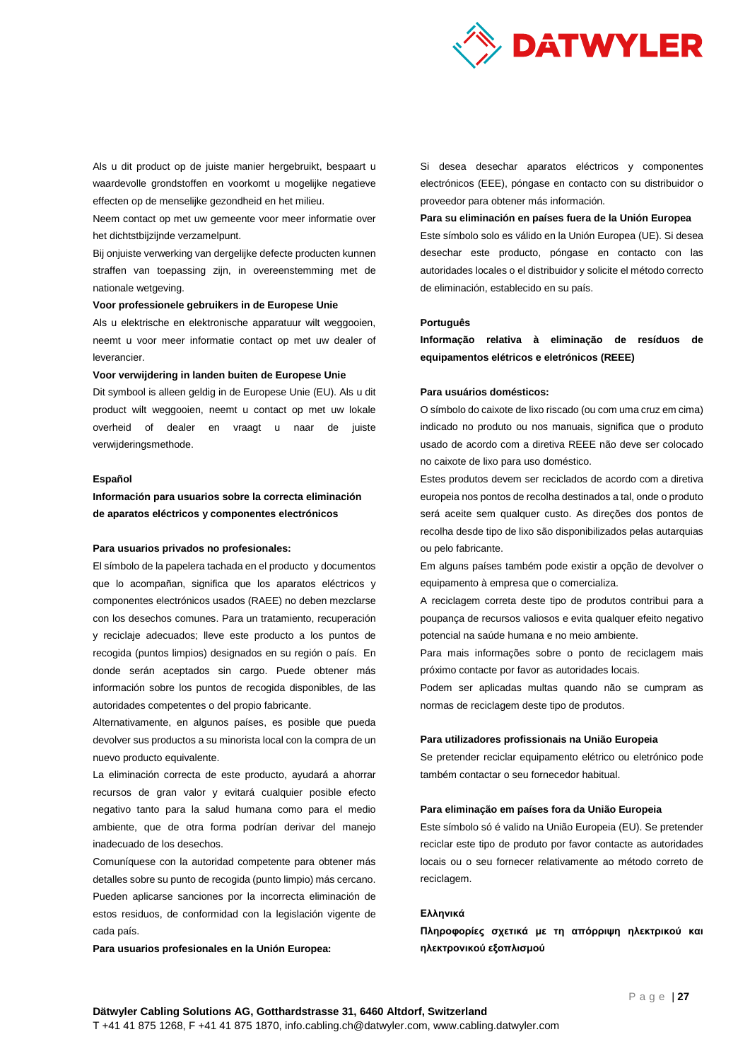Als u dit product op de juiste manier hergebruikt, bespaart u waardevolle grondstoffen en voorkomt u mogelijke negatieve effecten op de menselijke gezondheid en het milieu.

Neem contact op met uw gemeente voor meer informatie over het dichtstbijzijnde verzamelpunt.

Bij onjuiste verwerking van dergelijke defecte producten kunnen straffen van toepassing zijn, in overeenstemming met de nationale wetgeving.

**Voor professionele gebruikers in de Europese Unie**

Als u elektrische en elektronische apparatuur wilt weggooien, neemt u voor meer informatie contact op met uw dealer of leverancier.

**Voor verwijdering in landen buiten de Europese Unie**

Dit symbool is alleen geldig in de Europese Unie (EU). Als u dit product wilt weggooien, neemt u contact op met uw lokale overheid of dealer en vraagt u naar de juiste verwijderingsmethode.

**Español**

**Información para usuarios sobre la correcta eliminación de aparatos eléctricos y componentes electrónicos**

**Para usuarios privados no profesionales:**

El símbolo de la papelera tachada en el producto y documentos que lo acompañan, significa que los aparatos eléctricos y componentes electrónicos usados (RAEE) no deben mezclarse con los desechos comunes. Para un tratamiento, recuperación y reciclaje adecuados; lleve este producto a los puntos de recogida (puntos limpios) designados en su región o país. En donde serán aceptados sin cargo. Puede obtener más información sobre los puntos de recogida disponibles, de las autoridades competentes o del propio fabricante.

Alternativamente, en algunos países, es posible que pueda devolver sus productos a su minorista local con la compra de un nuevo producto equivalente.

La eliminación correcta de este producto, ayudará a ahorrar recursos de gran valor y evitará cualquier posible efecto negativo tanto para la salud humana como para el medio ambiente, que de otra forma podrían derivar del manejo inadecuado de los desechos.

Comuníquese con la autoridad competente para obtener más detalles sobre su punto de recogida (punto limpio) más cercano.

Pueden aplicarse sanciones por la incorrecta eliminación de estos residuos, de conformidad con la legislación vigente de cada país.

**Para usuarios profesionales en la Unión Europea:**

Si desea desechar aparatos eléctricos y componentes electrónicos (EEE), póngase en contacto con su distribuidor o proveedor para obtener más información.

**Para su eliminación en países fuera de la Unión Europea**

Este símbolo solo es válido en la Unión Europea (UE). Si desea desechar este producto, póngase en contacto con las autoridades locales o el distribuidor y solicite el método correcto de eliminación, establecido en su país.

**Português**

**Informação relativa à eliminação de resíduos de equipamentos elétricos e eletrónicos (REEE)**

**Para usuários domésticos:**

O símbolo do caixote de lixo riscado (ou com uma cruz em cima) indicado no produto ou nos manuais, significa que o produto usado de acordo com a diretiva REEE não deve ser colocado no caixote de lixo para uso doméstico.

Estes produtos devem ser reciclados de acordo com a diretiva europeia nos pontos de recolha destinados a tal, onde o produto será aceite sem qualquer custo. As direções dos pontos de recolha desde tipo de lixo são disponibilizados pelas autarquias ou pelo fabricante.

Em alguns países também pode existir a opção de devolver o equipamento à empresa que o comercializa.

A reciclagem correta deste tipo de produtos contribui para a poupança de recursos valiosos e evita qualquer efeito negativo potencial na saúde humana e no meio ambiente.

Para mais informações sobre o ponto de reciclagem mais próximo contacte por favor as autoridades locais.

Podem ser aplicadas multas quando não se cumpram as normas de reciclagem deste tipo de produtos.

**Para utilizadores profissionais na União Europeia**

Se pretender reciclar equipamento elétrico ou eletrónico pode também contactar o seu fornecedor habitual.

**Para eliminação em países fora da União Europeia**

Este símbolo só é valido na União Europeia (EU). Se pretender reciclar este tipo de produto por favor contacte as autoridades locais ou o seu fornecer relativamente ao método correto de reciclagem.

**Ελληνικά**

**Πληροφορίες σχετικά με τη απόρριψη ηλεκτρικού και ηλεκτρονικού εξοπλισμού**

**Dätwyler Cabling Solutions AG, Gotthardstrasse 31, 6460 Altdorf, Switzerland**
T +41 41 875 1268, F +41 41 875 1870, info.cabling.ch@datwyler.com, www.cabling.datwyler.com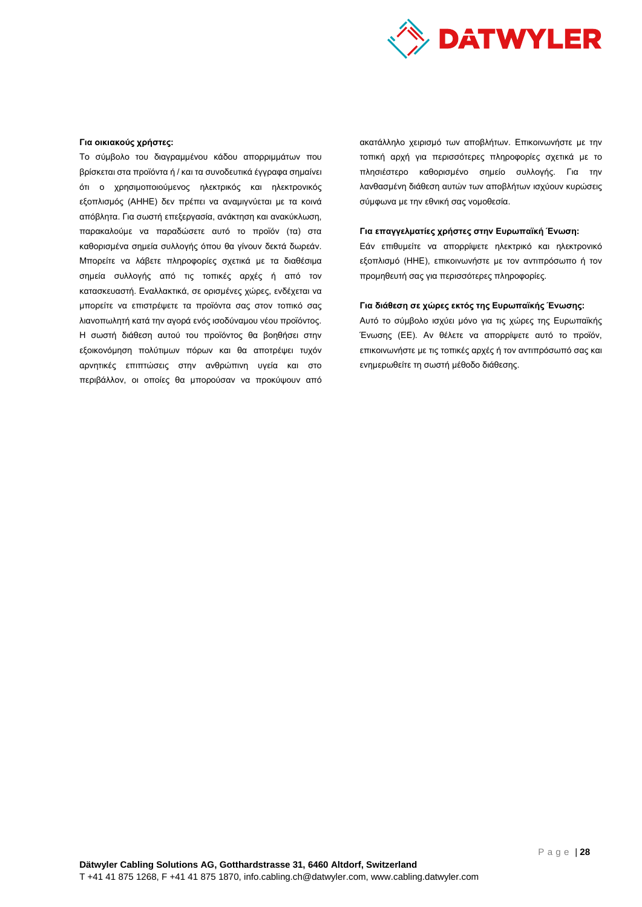**Για οικιακούς χρήστες:**

Το σύμβολο του διαγραμμένου κάδου απορριμμάτων που βρίσκεται στα προϊόντα ή / και τα συνοδευτικά έγγραφα σημαίνει ότι ο χρησιμοποιούμενος ηλεκτρικός και ηλεκτρονικός εξοπλισμός (ΑΗΗΕ) δεν πρέπει να αναμιγνύεται με τα κοινά απόβλητα. Για σωστή επεξεργασία, ανάκτηση και ανακύκλωση, παρακαλούμε να παραδώσετε αυτό το προϊόν (τα) στα καθορισμένα σημεία συλλογής όπου θα γίνουν δεκτά δωρεάν. Μπορείτε να λάβετε πληροφορίες σχετικά με τα διαθέσιμα σημεία συλλογής από τις τοπικές αρχές ή από τον κατασκευαστή. Εναλλακτικά, σε ορισμένες χώρες, ενδέχεται να μπορείτε να επιστρέψετε τα προϊόντα σας στον τοπικό σας λιανοπωλητή κατά την αγορά ενός ισοδύναμου νέου προϊόντος. Η σωστή διάθεση αυτού του προϊόντος θα βοηθήσει στην εξοικονόμηση πολύτιμων πόρων και θα αποτρέψει τυχόν αρνητικές επιπτώσεις στην ανθρώπινη υγεία και στο περιβάλλον, οι οποίες θα μπορούσαν να προκύψουν από ακατάλληλο χειρισμό των αποβλήτων. Επικοινωνήστε με την τοπική αρχή για περισσότερες πληροφορίες σχετικά με το πλησιέστερο καθορισμένο σημείο συλλογής. Για την λανθασμένη διάθεση αυτών των αποβλήτων ισχύουν κυρώσεις σύμφωνα με την εθνική σας νομοθεσία.

**Για επαγγελματίες χρήστες στην Ευρωπαϊκή Ένωση:**

Εάν επιθυμείτε να απορρίψετε ηλεκτρικό και ηλεκτρονικό εξοπλισμό (ΗΗΕ), επικοινωνήστε με τον αντιπρόσωπο ή τον προμηθευτή σας για περισσότερες πληροφορίες.

**Για διάθεση σε χώρες εκτός της Ευρωπαϊκής Ένωσης:**

Αυτό το σύμβολο ισχύει μόνο για τις χώρες της Ευρωπαϊκής Ένωσης (ΕΕ). Αν θέλετε να απορρίψετε αυτό το προϊόν, επικοινωνήστε με τις τοπικές αρχές ή τον αντιπρόσωπό σας και ενημερωθείτε τη σωστή μέθοδο διάθεσης.

**Dätwyler Cabling Solutions AG, Gotthardstrasse 31, 6460 Altdorf, Switzerland**
T +41 41 875 1268, F +41 41 875 1870, info.cabling.ch@datwyler.com, www.cabling.datwyler.com